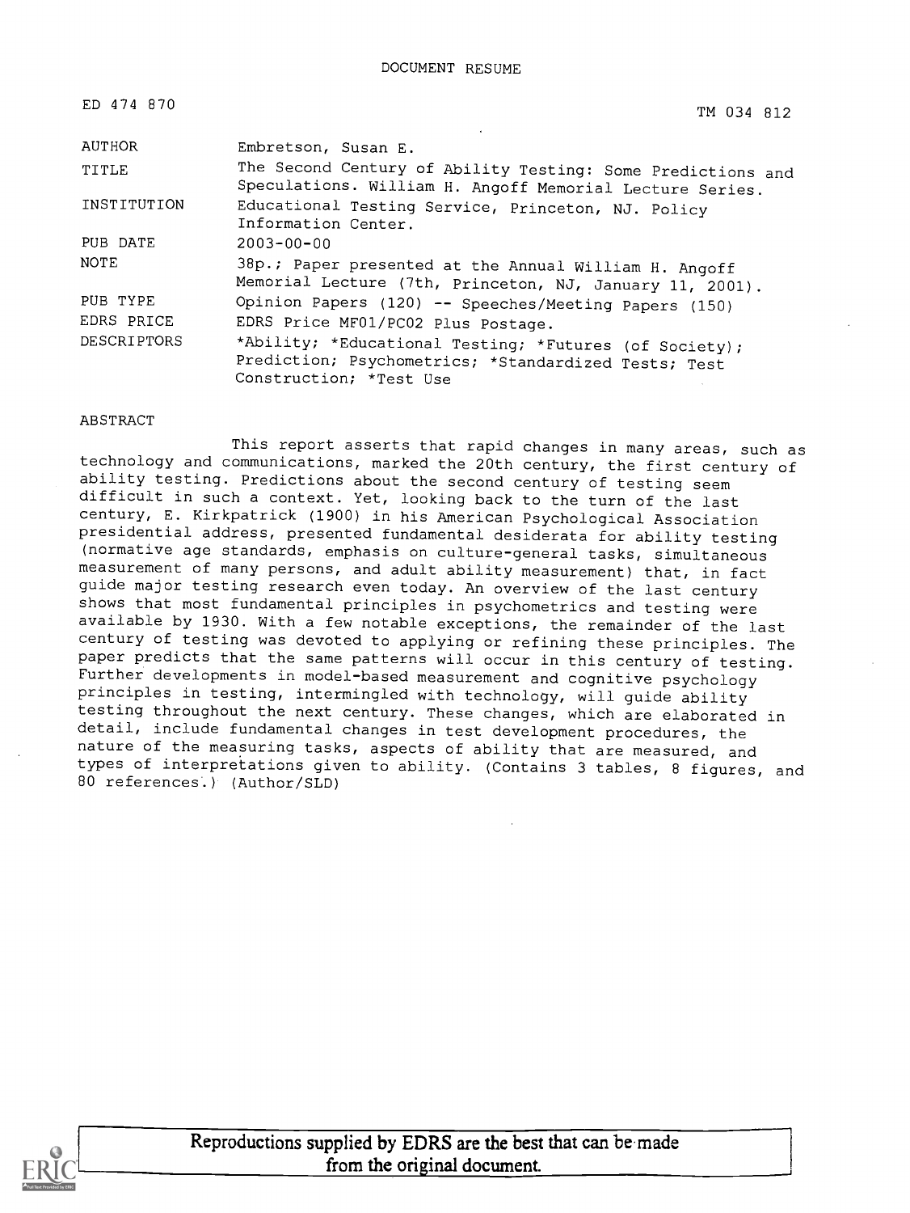DOCUMENT RESUME

ED 474 870 TM 034 812

| | |
|---|---|
| AUTHOR | Embretson, Susan E. |
| TITLE | The Second Century of Ability Testing: Some Predictions and Speculations. William H. Angoff Memorial Lecture Series. |
| INSTITUTION | Educational Testing Service, Princeton, NJ. Policy Information Center. |
| PUB DATE | 2003-00-00 |
| NOTE | 38p.; Paper presented at the Annual William H. Angoff Memorial Lecture (7th, Princeton, NJ, January 11, 2001). |
| PUB TYPE | Opinion Papers (120) -- Speeches/Meeting Papers (150) |
| EDRS PRICE | EDRS Price MF01/PC02 Plus Postage. |
| DESCRIPTORS | *Ability; *Educational Testing; *Futures (of Society); Prediction; Psychometrics; *Standardized Tests; Test Construction; *Test Use |

ABSTRACT

This report asserts that rapid changes in many areas, such as technology and communications, marked the 20th century, the first century of ability testing. Predictions about the second century of testing seem difficult in such a context. Yet, looking back to the turn of the last century, E. Kirkpatrick (1900) in his American Psychological Association presidential address, presented fundamental desiderata for ability testing (normative age standards, emphasis on culture-general tasks, simultaneous measurement of many persons, and adult ability measurement) that, in fact guide major testing research even today. An overview of the last century shows that most fundamental principles in psychometrics and testing were available by 1930. With a few notable exceptions, the remainder of the last century of testing was devoted to applying or refining these principles. The paper predicts that the same patterns will occur in this century of testing. Further developments in model-based measurement and cognitive psychology principles in testing, intermingled with technology, will guide ability testing throughout the next century. These changes, which are elaborated in detail, include fundamental changes in test development procedures, the nature of the measuring tasks, aspects of ability that are measured, and types of interpretations given to ability. (Contains 3 tables, 8 figures, and 80 references.) (Author/SLD)

Reproductions supplied by EDRS are the best that can be made from the original document.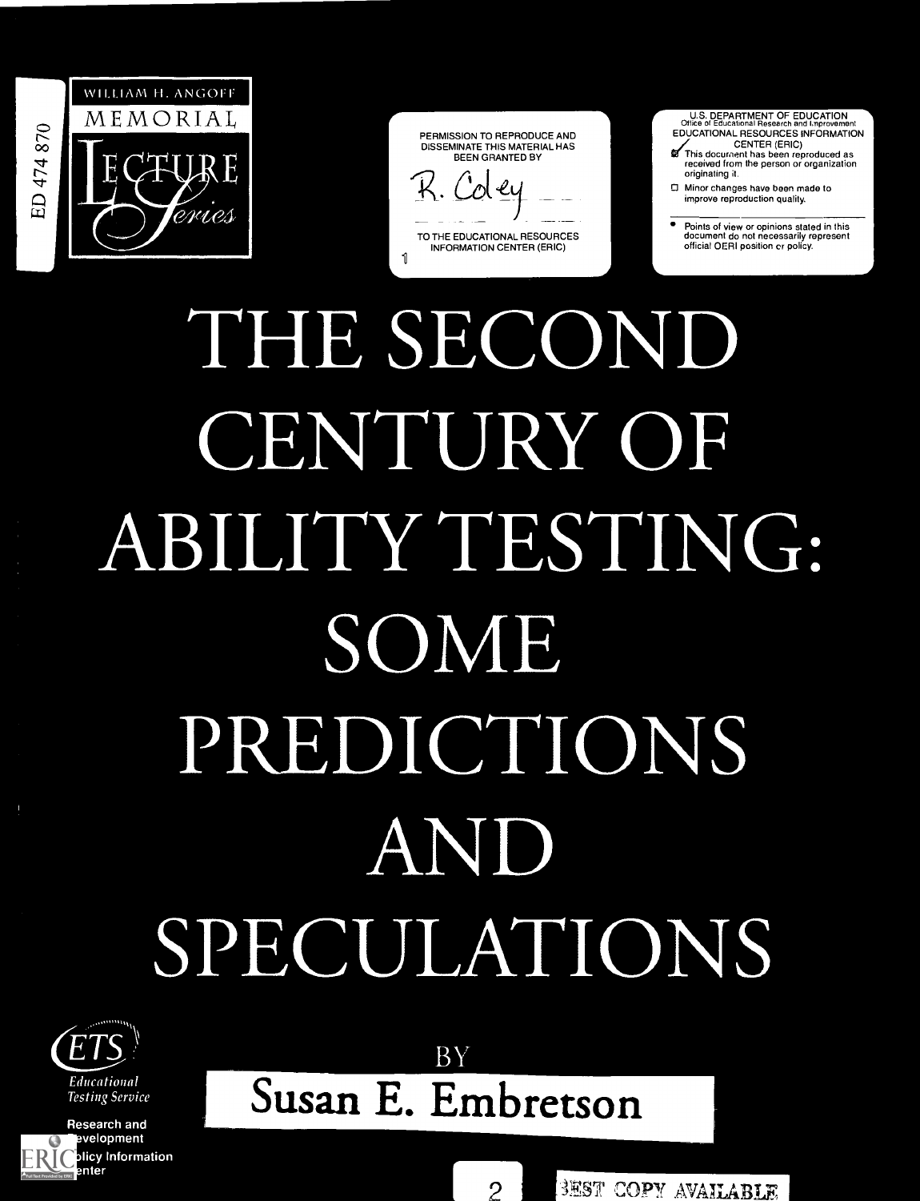ED 474 870

WILLIAM H. ANGOFF MEMORIAL LECTURE Series

PERMISSION TO REPRODUCE AND DISSEMINATE THIS MATERIAL HAS BEEN GRANTED BY

R. Coley

TO THE EDUCATIONAL RESOURCES INFORMATION CENTER (ERIC)

U.S. DEPARTMENT OF EDUCATION
Office of Educational Research and Improvement
EDUCATIONAL RESOURCES INFORMATION CENTER (ERIC)

- This document has been reproduced as received from the person or organization originating it.
- Minor changes have been made to improve reproduction quality.

- Points of view or opinions stated in this document do not necessarily represent official OERI position or policy.

# THE SECOND CENTURY OF ABILITY TESTING: SOME PREDICTIONS AND SPECULATIONS

BY

**Susan E. Embretson**

Educational Testing Service

Research and Development
Policy Information Center

BEST COPY AVAILABLE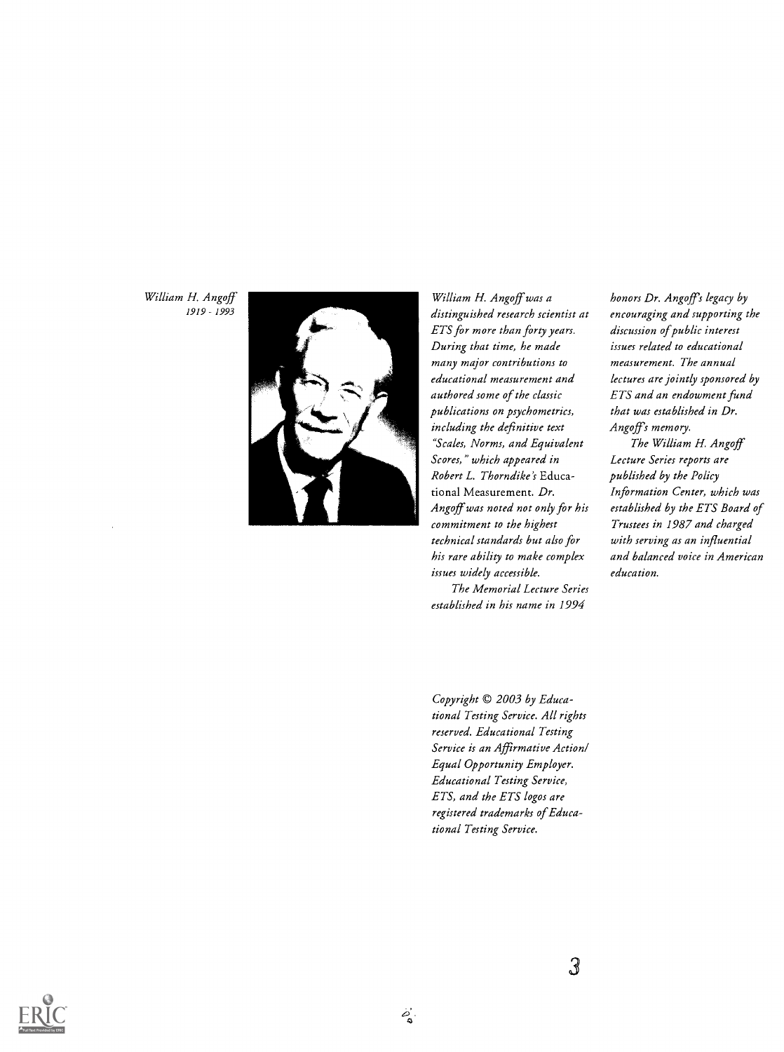*William H. Angoff*
*1919 - 1993*

*William H. Angoff was a distinguished research scientist at ETS for more than forty years. During that time, he made many major contributions to educational measurement and authored some of the classic publications on psychometrics, including the definitive text "Scales, Norms, and Equivalent Scores," which appeared in Robert L. Thorndike's* Educational Measurement. *Dr. Angoff was noted not only for his commitment to the highest technical standards but also for his rare ability to make complex issues widely accessible.*

*The Memorial Lecture Series established in his name in 1994 honors Dr. Angoff's legacy by encouraging and supporting the discussion of public interest issues related to educational measurement. The annual lectures are jointly sponsored by ETS and an endowment fund that was established in Dr. Angoff's memory.*

*The William H. Angoff Lecture Series reports are published by the Policy Information Center, which was established by the ETS Board of Trustees in 1987 and charged with serving as an influential and balanced voice in American education.*

*Copyright © 2003 by Educational Testing Service. All rights reserved. Educational Testing Service is an Affirmative Action/ Equal Opportunity Employer. Educational Testing Service, ETS, and the ETS logos are registered trademarks of Educational Testing Service.*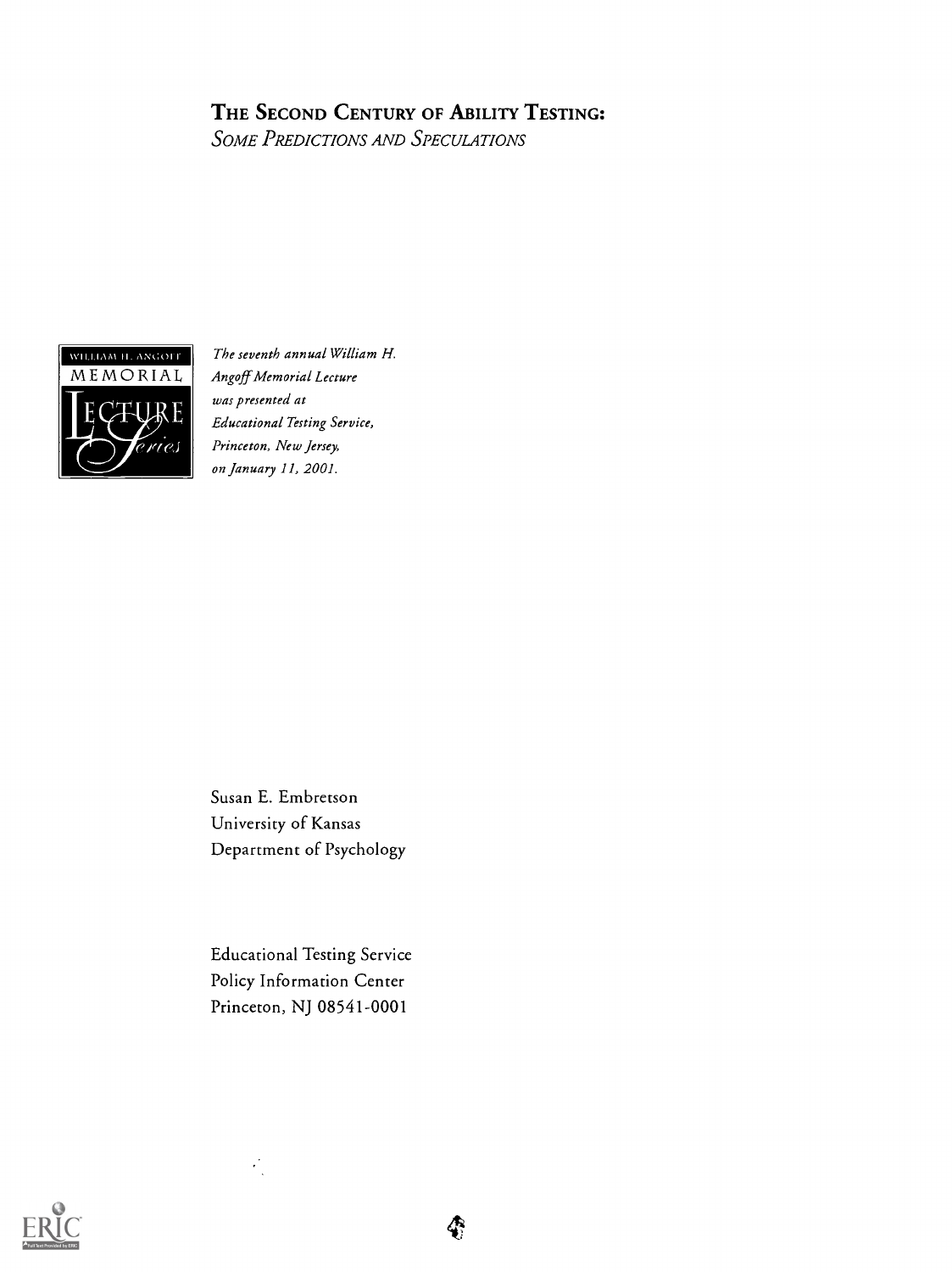# THE SECOND CENTURY OF ABILITY TESTING:

*SOME PREDICTIONS AND SPECULATIONS*

WILLIAM H. ANGOFF MEMORIAL LECTURE Series

*The seventh annual William H. Angoff Memorial Lecture was presented at Educational Testing Service, Princeton, New Jersey, on January 11, 2001.*

Susan E. Embretson
University of Kansas
Department of Psychology

Educational Testing Service
Policy Information Center
Princeton, NJ 08541-0001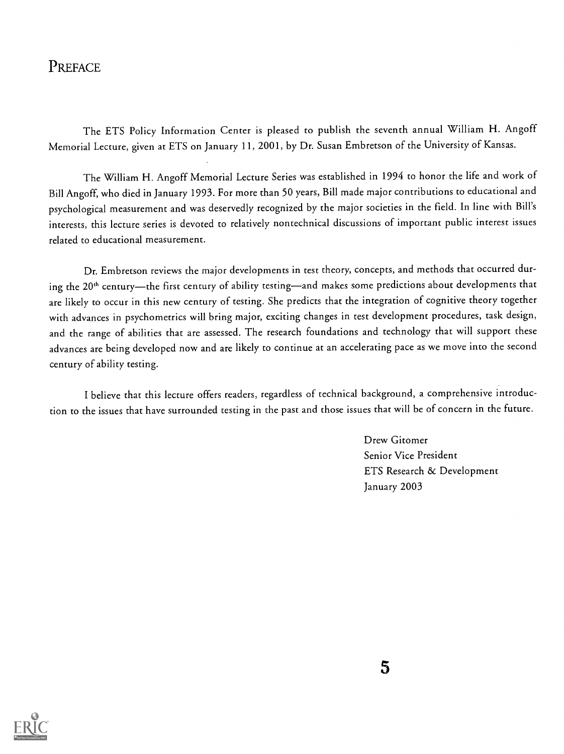# Preface

The ETS Policy Information Center is pleased to publish the seventh annual William H. Angoff Memorial Lecture, given at ETS on January 11, 2001, by Dr. Susan Embretson of the University of Kansas.

The William H. Angoff Memorial Lecture Series was established in 1994 to honor the life and work of Bill Angoff, who died in January 1993. For more than 50 years, Bill made major contributions to educational and psychological measurement and was deservedly recognized by the major societies in the field. In line with Bill's interests, this lecture series is devoted to relatively nontechnical discussions of important public interest issues related to educational measurement.

Dr. Embretson reviews the major developments in test theory, concepts, and methods that occurred during the 20th century—the first century of ability testing—and makes some predictions about developments that are likely to occur in this new century of testing. She predicts that the integration of cognitive theory together with advances in psychometrics will bring major, exciting changes in test development procedures, task design, and the range of abilities that are assessed. The research foundations and technology that will support these advances are being developed now and are likely to continue at an accelerating pace as we move into the second century of ability testing.

I believe that this lecture offers readers, regardless of technical background, a comprehensive introduction to the issues that have surrounded testing in the past and those issues that will be of concern in the future.

Drew Gitomer
Senior Vice President
ETS Research & Development
January 2003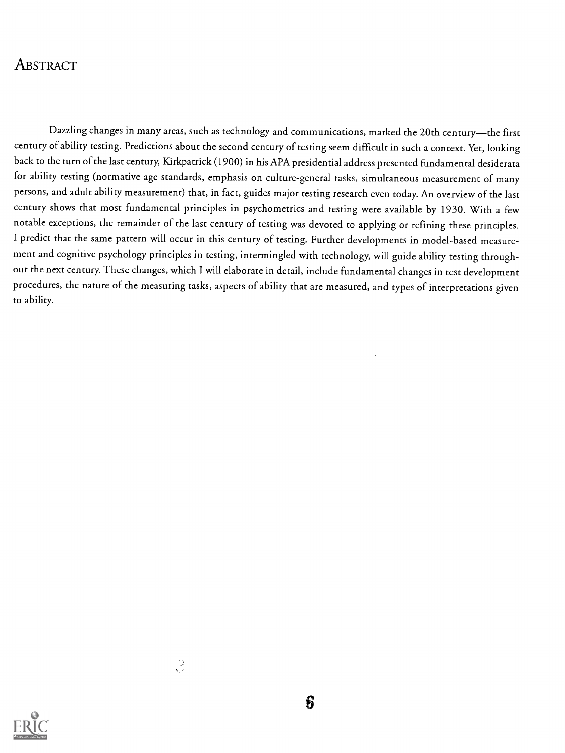## Abstract

Dazzling changes in many areas, such as technology and communications, marked the 20th century—the first century of ability testing. Predictions about the second century of testing seem difficult in such a context. Yet, looking back to the turn of the last century, Kirkpatrick (1900) in his APA presidential address presented fundamental desiderata for ability testing (normative age standards, emphasis on culture-general tasks, simultaneous measurement of many persons, and adult ability measurement) that, in fact, guides major testing research even today. An overview of the last century shows that most fundamental principles in psychometrics and testing were available by 1930. With a few notable exceptions, the remainder of the last century of testing was devoted to applying or refining these principles. I predict that the same pattern will occur in this century of testing. Further developments in model-based measurement and cognitive psychology principles in testing, intermingled with technology, will guide ability testing throughout the next century. These changes, which I will elaborate in detail, include fundamental changes in test development procedures, the nature of the measuring tasks, aspects of ability that are measured, and types of interpretations given to ability.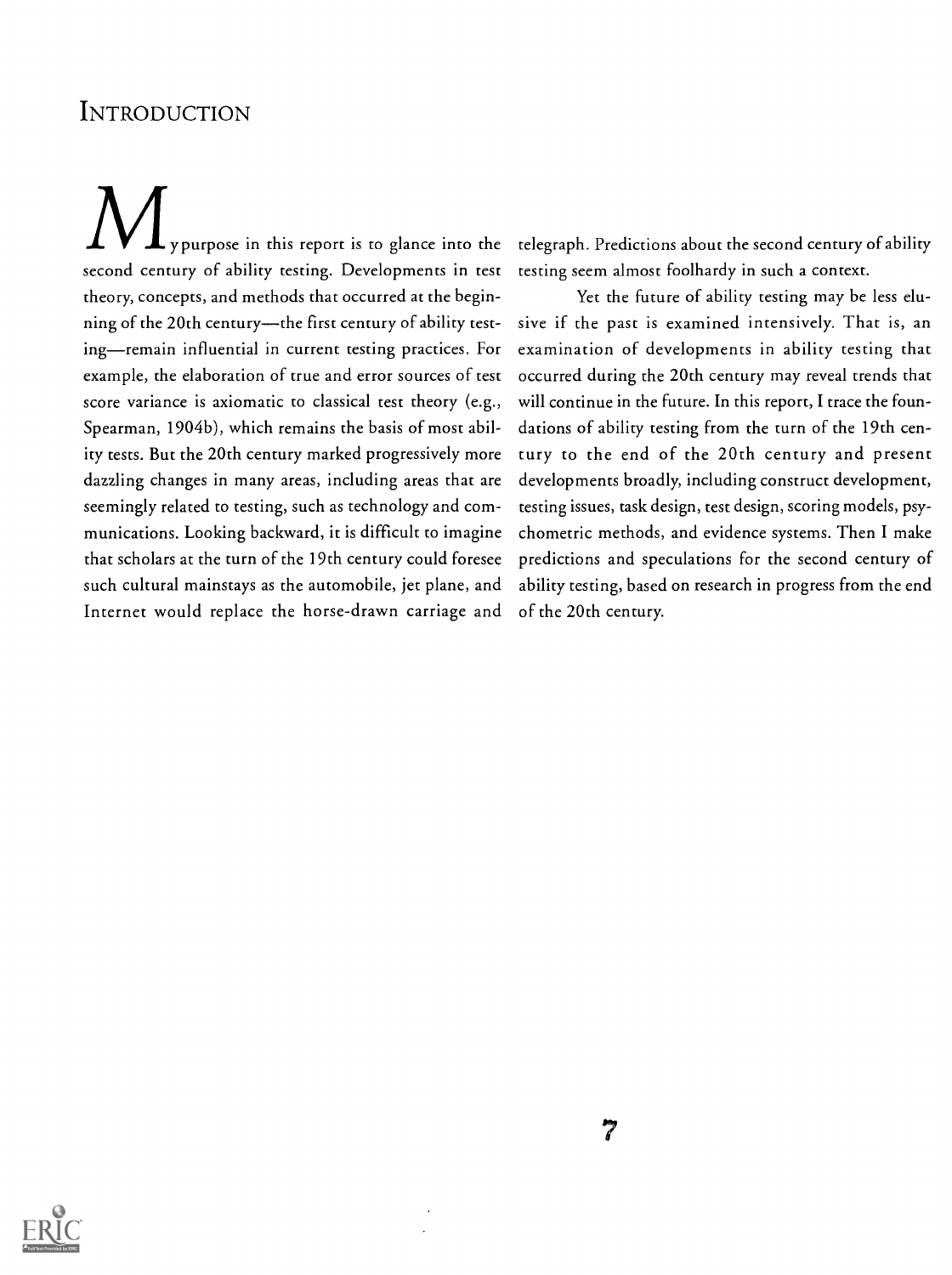## Introduction

My purpose in this report is to glance into the second century of ability testing. Developments in test theory, concepts, and methods that occurred at the beginning of the 20th century—the first century of ability testing—remain influential in current testing practices. For example, the elaboration of true and error sources of test score variance is axiomatic to classical test theory (e.g., Spearman, 1904b), which remains the basis of most ability tests. But the 20th century marked progressively more dazzling changes in many areas, including areas that are seemingly related to testing, such as technology and communications. Looking backward, it is difficult to imagine that scholars at the turn of the 19th century could foresee such cultural mainstays as the automobile, jet plane, and Internet would replace the horse-drawn carriage and telegraph. Predictions about the second century of ability testing seem almost foolhardy in such a context.

Yet the future of ability testing may be less elusive if the past is examined intensively. That is, an examination of developments in ability testing that occurred during the 20th century may reveal trends that will continue in the future. In this report, I trace the foundations of ability testing from the turn of the 19th century to the end of the 20th century and present developments broadly, including construct development, testing issues, task design, test design, scoring models, psychometric methods, and evidence systems. Then I make predictions and speculations for the second century of ability testing, based on research in progress from the end of the 20th century.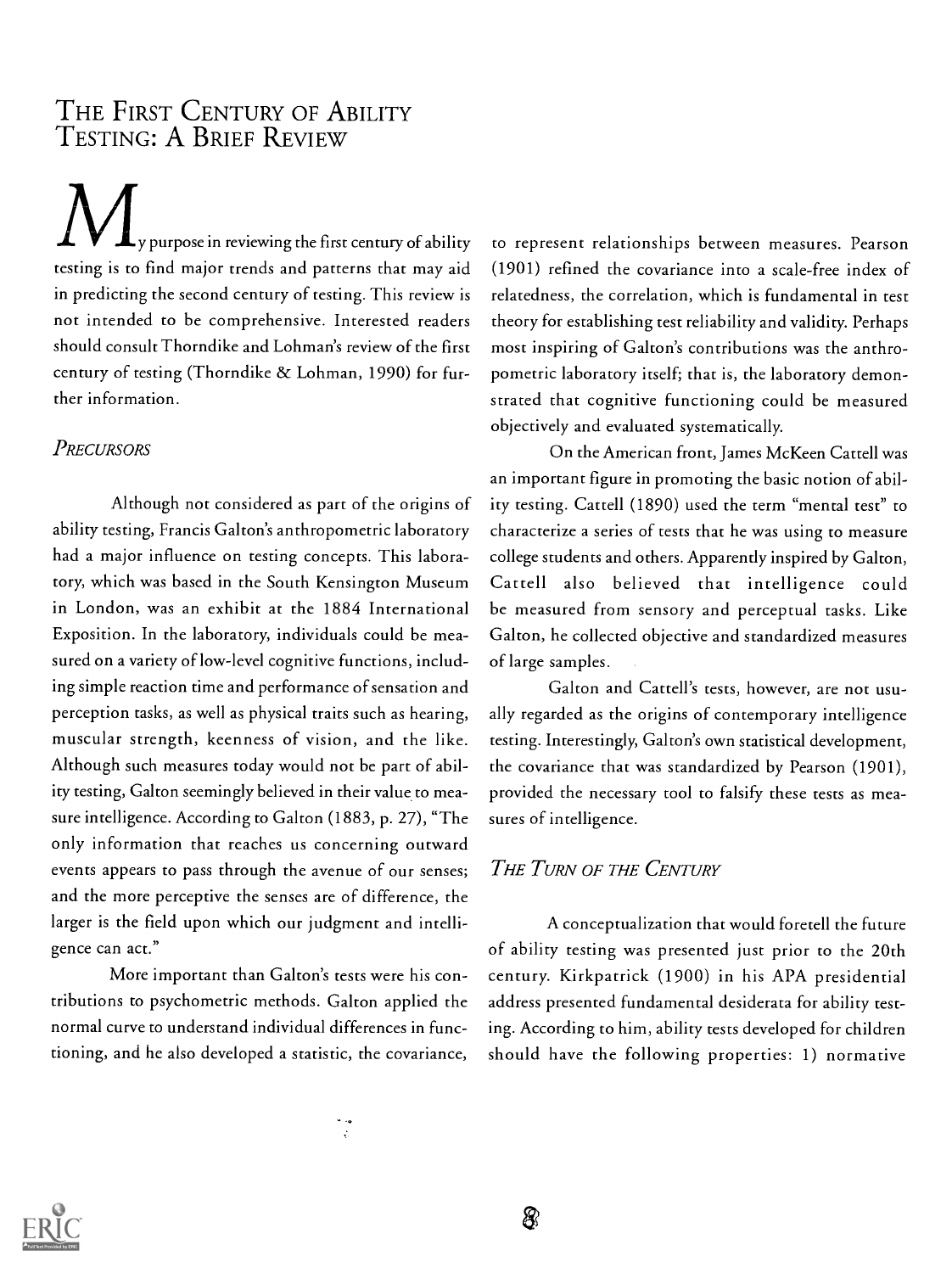# THE FIRST CENTURY OF ABILITY TESTING: A BRIEF REVIEW

My purpose in reviewing the first century of ability testing is to find major trends and patterns that may aid in predicting the second century of testing. This review is not intended to be comprehensive. Interested readers should consult Thorndike and Lohman's review of the first century of testing (Thorndike & Lohman, 1990) for further information.

## *PRECURSORS*

Although not considered as part of the origins of ability testing, Francis Galton's anthropometric laboratory had a major influence on testing concepts. This laboratory, which was based in the South Kensington Museum in London, was an exhibit at the 1884 International Exposition. In the laboratory, individuals could be measured on a variety of low-level cognitive functions, including simple reaction time and performance of sensation and perception tasks, as well as physical traits such as hearing, muscular strength, keenness of vision, and the like. Although such measures today would not be part of ability testing, Galton seemingly believed in their value to measure intelligence. According to Galton (1883, p. 27), "The only information that reaches us concerning outward events appears to pass through the avenue of our senses; and the more perceptive the senses are of difference, the larger is the field upon which our judgment and intelligence can act."

More important than Galton's tests were his contributions to psychometric methods. Galton applied the normal curve to understand individual differences in functioning, and he also developed a statistic, the covariance, to represent relationships between measures. Pearson (1901) refined the covariance into a scale-free index of relatedness, the correlation, which is fundamental in test theory for establishing test reliability and validity. Perhaps most inspiring of Galton's contributions was the anthropometric laboratory itself; that is, the laboratory demonstrated that cognitive functioning could be measured objectively and evaluated systematically.

On the American front, James McKeen Cattell was an important figure in promoting the basic notion of ability testing. Cattell (1890) used the term "mental test" to characterize a series of tests that he was using to measure college students and others. Apparently inspired by Galton, Cattell also believed that intelligence could be measured from sensory and perceptual tasks. Like Galton, he collected objective and standardized measures of large samples.

Galton and Cattell's tests, however, are not usually regarded as the origins of contemporary intelligence testing. Interestingly, Galton's own statistical development, the covariance that was standardized by Pearson (1901), provided the necessary tool to falsify these tests as measures of intelligence.

## *THE TURN OF THE CENTURY*

A conceptualization that would foretell the future of ability testing was presented just prior to the 20th century. Kirkpatrick (1900) in his APA presidential address presented fundamental desiderata for ability testing. According to him, ability tests developed for children should have the following properties: 1) normative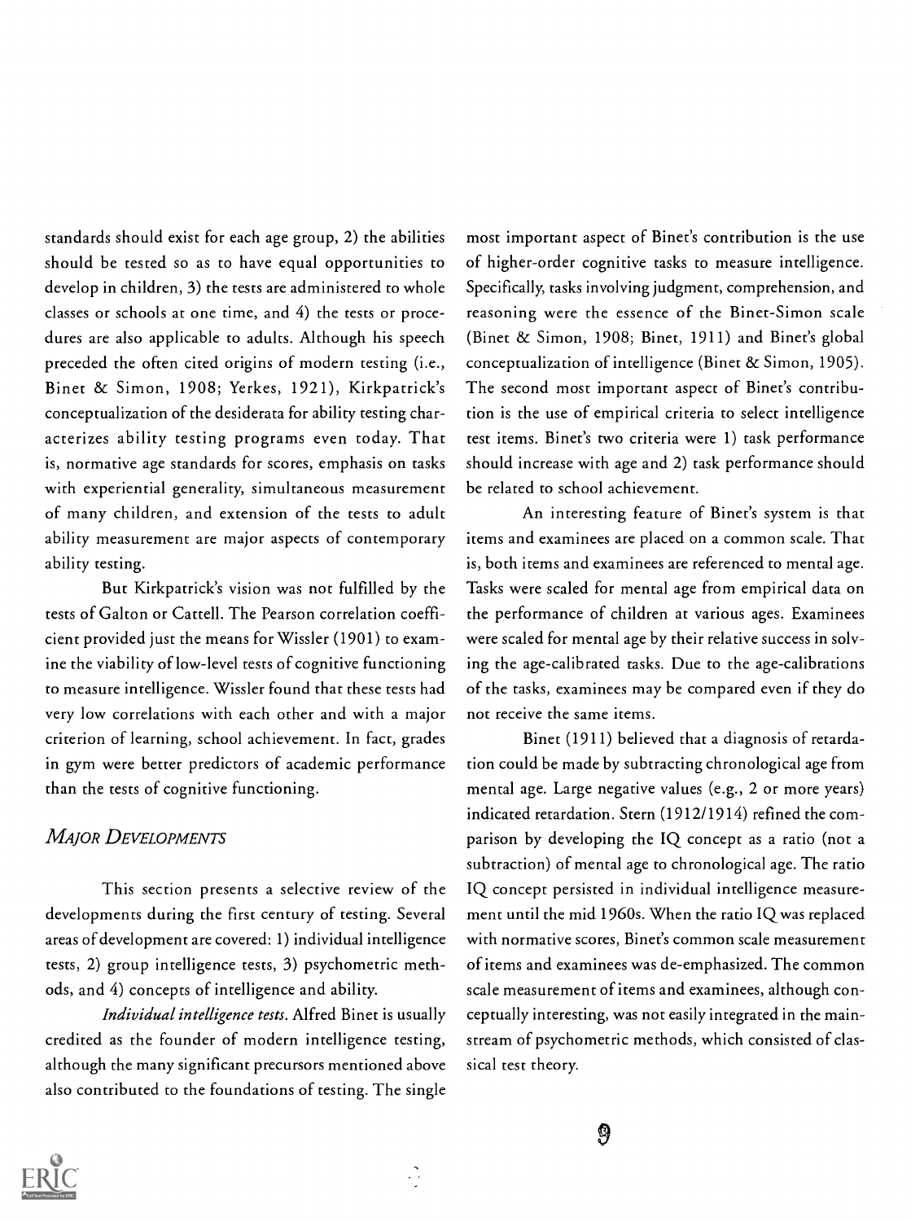standards should exist for each age group, 2) the abilities should be tested so as to have equal opportunities to develop in children, 3) the tests are administered to whole classes or schools at one time, and 4) the tests or procedures are also applicable to adults. Although his speech preceded the often cited origins of modern testing (i.e., Binet & Simon, 1908; Yerkes, 1921), Kirkpatrick's conceptualization of the desiderata for ability testing characterizes ability testing programs even today. That is, normative age standards for scores, emphasis on tasks with experiential generality, simultaneous measurement of many children, and extension of the tests to adult ability measurement are major aspects of contemporary ability testing.

But Kirkpatrick's vision was not fulfilled by the tests of Galton or Cattell. The Pearson correlation coefficient provided just the means for Wissler (1901) to examine the viability of low-level tests of cognitive functioning to measure intelligence. Wissler found that these tests had very low correlations with each other and with a major criterion of learning, school achievement. In fact, grades in gym were better predictors of academic performance than the tests of cognitive functioning.

## *Major Developments*

This section presents a selective review of the developments during the first century of testing. Several areas of development are covered: 1) individual intelligence tests, 2) group intelligence tests, 3) psychometric methods, and 4) concepts of intelligence and ability.

*Individual intelligence tests.* Alfred Binet is usually credited as the founder of modern intelligence testing, although the many significant precursors mentioned above also contributed to the foundations of testing. The single most important aspect of Binet's contribution is the use of higher-order cognitive tasks to measure intelligence. Specifically, tasks involving judgment, comprehension, and reasoning were the essence of the Binet-Simon scale (Binet & Simon, 1908; Binet, 1911) and Binet's global conceptualization of intelligence (Binet & Simon, 1905). The second most important aspect of Binet's contribution is the use of empirical criteria to select intelligence test items. Binet's two criteria were 1) task performance should increase with age and 2) task performance should be related to school achievement.

An interesting feature of Binet's system is that items and examinees are placed on a common scale. That is, both items and examinees are referenced to mental age. Tasks were scaled for mental age from empirical data on the performance of children at various ages. Examinees were scaled for mental age by their relative success in solving the age-calibrated tasks. Due to the age-calibrations of the tasks, examinees may be compared even if they do not receive the same items.

Binet (1911) believed that a diagnosis of retardation could be made by subtracting chronological age from mental age. Large negative values (e.g., 2 or more years) indicated retardation. Stern (1912/1914) refined the comparison by developing the IQ concept as a ratio (not a subtraction) of mental age to chronological age. The ratio IQ concept persisted in individual intelligence measurement until the mid 1960s. When the ratio IQ was replaced with normative scores, Binet's common scale measurement of items and examinees was de-emphasized. The common scale measurement of items and examinees, although conceptually interesting, was not easily integrated in the mainstream of psychometric methods, which consisted of classical test theory.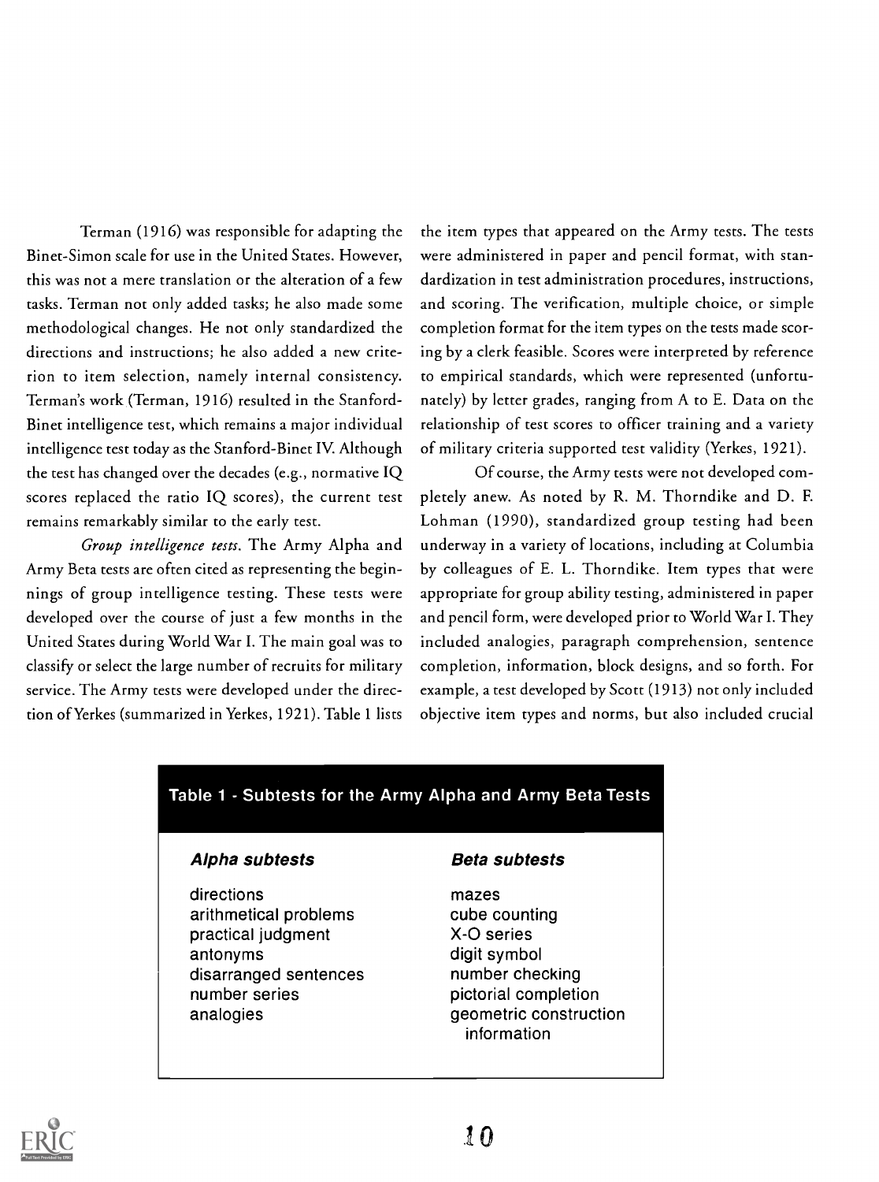Terman (1916) was responsible for adapting the Binet-Simon scale for use in the United States. However, this was not a mere translation or the alteration of a few tasks. Terman not only added tasks; he also made some methodological changes. He not only standardized the directions and instructions; he also added a new criterion to item selection, namely internal consistency. Terman's work (Terman, 1916) resulted in the Stanford-Binet intelligence test, which remains a major individual intelligence test today as the Stanford-Binet IV. Although the test has changed over the decades (e.g., normative IQ scores replaced the ratio IQ scores), the current test remains remarkably similar to the early test.

*Group intelligence tests.* The Army Alpha and Army Beta tests are often cited as representing the beginnings of group intelligence testing. These tests were developed over the course of just a few months in the United States during World War I. The main goal was to classify or select the large number of recruits for military service. The Army tests were developed under the direction of Yerkes (summarized in Yerkes, 1921). Table 1 lists the item types that appeared on the Army tests. The tests were administered in paper and pencil format, with standardization in test administration procedures, instructions, and scoring. The verification, multiple choice, or simple completion format for the item types on the tests made scoring by a clerk feasible. Scores were interpreted by reference to empirical standards, which were represented (unfortunately) by letter grades, ranging from A to E. Data on the relationship of test scores to officer training and a variety of military criteria supported test validity (Yerkes, 1921).

Of course, the Army tests were not developed completely anew. As noted by R. M. Thorndike and D. F. Lohman (1990), standardized group testing had been underway in a variety of locations, including at Columbia by colleagues of E. L. Thorndike. Item types that were appropriate for group ability testing, administered in paper and pencil form, were developed prior to World War I. They included analogies, paragraph comprehension, sentence completion, information, block designs, and so forth. For example, a test developed by Scott (1913) not only included objective item types and norms, but also included crucial

**Table 1 - Subtests for the Army Alpha and Army Beta Tests**

| *Alpha subtests* | *Beta subtests* |
|---|---|
| directions | mazes |
| arithmetical problems | cube counting |
| practical judgment | X-O series |
| antonyms | digit symbol |
| disarranged sentences | number checking |
| number series | pictorial completion |
| analogies | geometric construction |
| | information |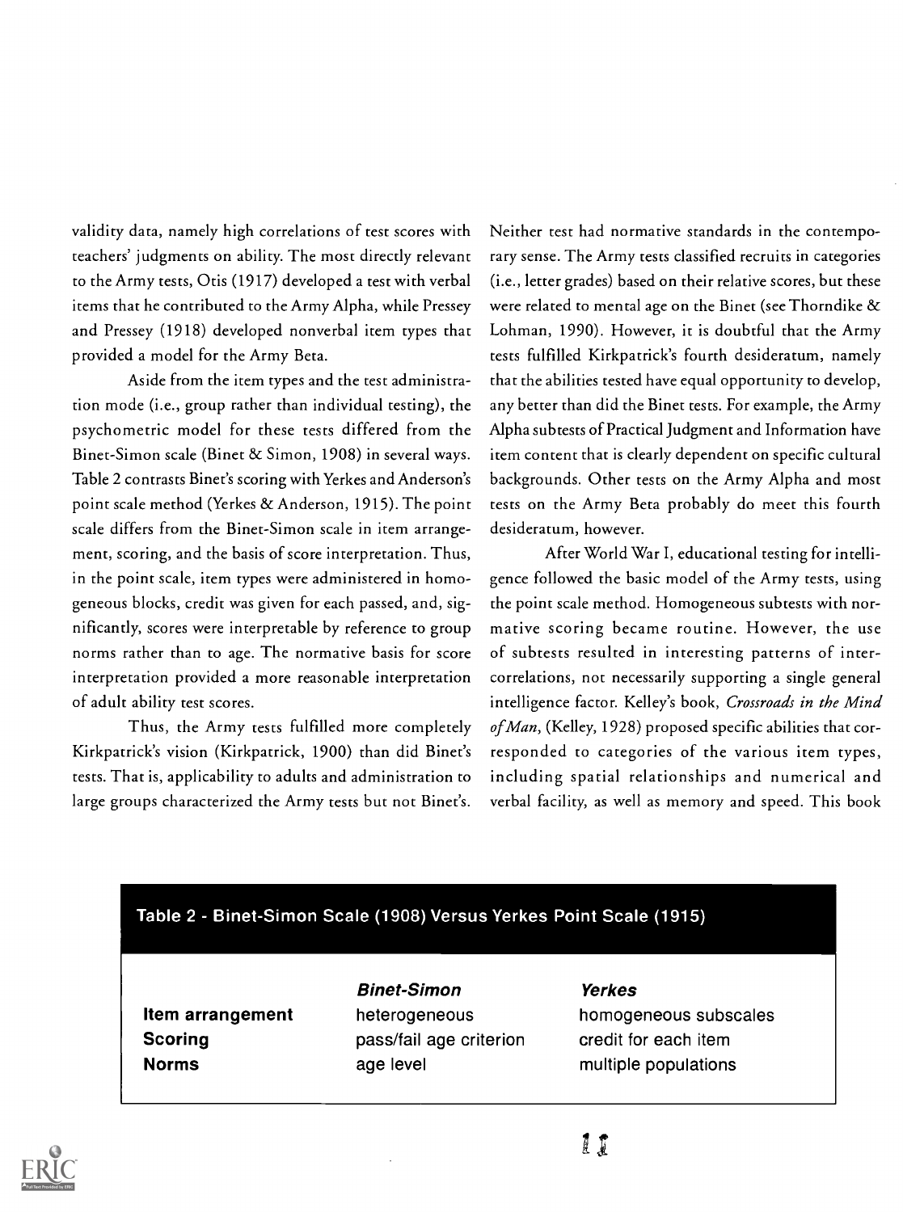validity data, namely high correlations of test scores with teachers' judgments on ability. The most directly relevant to the Army tests, Otis (1917) developed a test with verbal items that he contributed to the Army Alpha, while Pressey and Pressey (1918) developed nonverbal item types that provided a model for the Army Beta.

Aside from the item types and the test administration mode (i.e., group rather than individual testing), the psychometric model for these tests differed from the Binet-Simon scale (Binet & Simon, 1908) in several ways. Table 2 contrasts Binet's scoring with Yerkes and Anderson's point scale method (Yerkes & Anderson, 1915). The point scale differs from the Binet-Simon scale in item arrangement, scoring, and the basis of score interpretation. Thus, in the point scale, item types were administered in homogeneous blocks, credit was given for each passed, and, significantly, scores were interpretable by reference to group norms rather than to age. The normative basis for score interpretation provided a more reasonable interpretation of adult ability test scores.

Thus, the Army tests fulfilled more completely Kirkpatrick's vision (Kirkpatrick, 1900) than did Binet's tests. That is, applicability to adults and administration to large groups characterized the Army tests but not Binet's. Neither test had normative standards in the contemporary sense. The Army tests classified recruits in categories (i.e., letter grades) based on their relative scores, but these were related to mental age on the Binet (see Thorndike & Lohman, 1990). However, it is doubtful that the Army tests fulfilled Kirkpatrick's fourth desideratum, namely that the abilities tested have equal opportunity to develop, any better than did the Binet tests. For example, the Army Alpha subtests of Practical Judgment and Information have item content that is clearly dependent on specific cultural backgrounds. Other tests on the Army Alpha and most tests on the Army Beta probably do meet this fourth desideratum, however.

After World War I, educational testing for intelligence followed the basic model of the Army tests, using the point scale method. Homogeneous subtests with normative scoring became routine. However, the use of subtests resulted in interesting patterns of intercorrelations, not necessarily supporting a single general intelligence factor. Kelley's book, *Crossroads in the Mind of Man*, (Kelley, 1928) proposed specific abilities that corresponded to categories of the various item types, including spatial relationships and numerical and verbal facility, as well as memory and speed. This book

**Table 2 - Binet-Simon Scale (1908) Versus Yerkes Point Scale (1915)**

| | *Binet-Simon* | *Yerkes* |
|---|---|---|
| **Item arrangement** | heterogeneous | homogeneous subscales |
| **Scoring** | pass/fail age criterion | credit for each item |
| **Norms** | age level | multiple populations |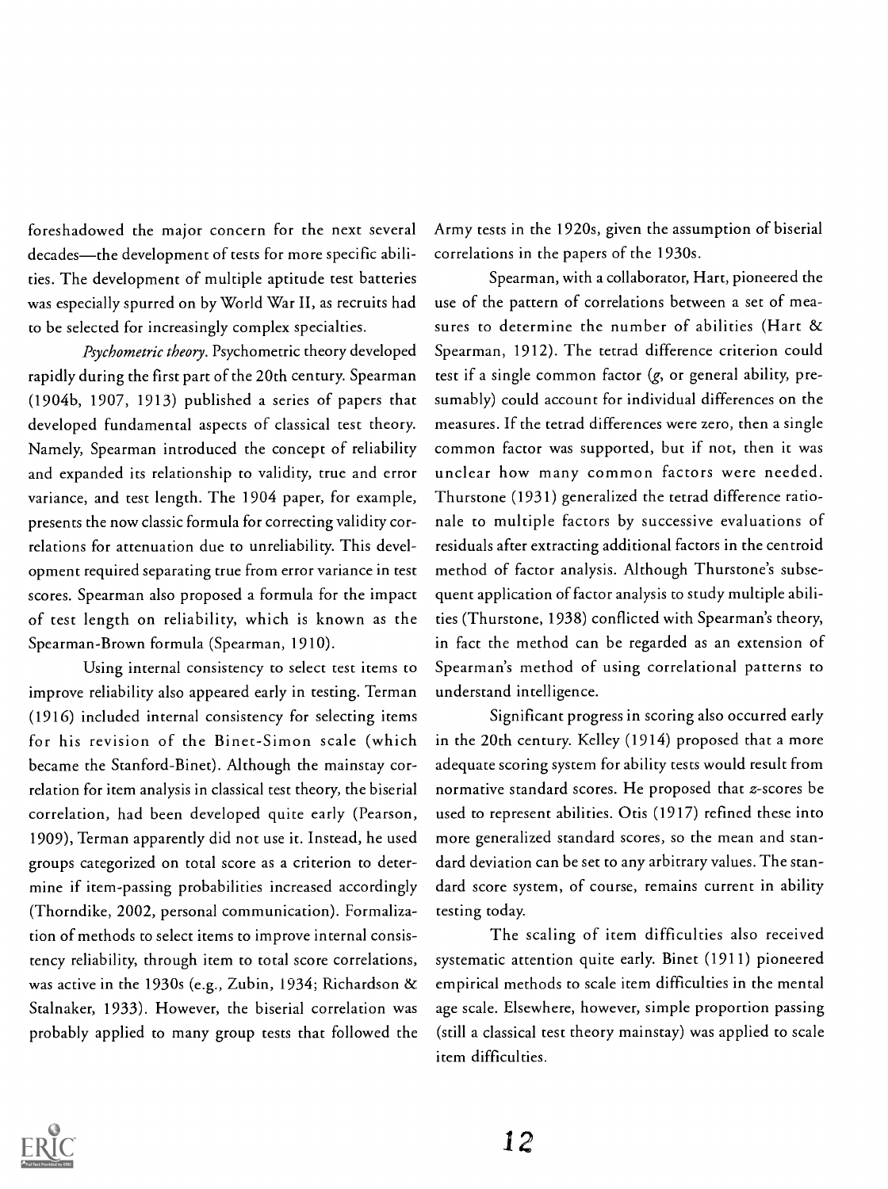foreshadowed the major concern for the next several decades—the development of tests for more specific abilities. The development of multiple aptitude test batteries was especially spurred on by World War II, as recruits had to be selected for increasingly complex specialties.

*Psychometric theory.* Psychometric theory developed rapidly during the first part of the 20th century. Spearman (1904b, 1907, 1913) published a series of papers that developed fundamental aspects of classical test theory. Namely, Spearman introduced the concept of reliability and expanded its relationship to validity, true and error variance, and test length. The 1904 paper, for example, presents the now classic formula for correcting validity correlations for attenuation due to unreliability. This development required separating true from error variance in test scores. Spearman also proposed a formula for the impact of test length on reliability, which is known as the Spearman-Brown formula (Spearman, 1910).

Using internal consistency to select test items to improve reliability also appeared early in testing. Terman (1916) included internal consistency for selecting items for his revision of the Binet-Simon scale (which became the Stanford-Binet). Although the mainstay correlation for item analysis in classical test theory, the biserial correlation, had been developed quite early (Pearson, 1909), Terman apparently did not use it. Instead, he used groups categorized on total score as a criterion to determine if item-passing probabilities increased accordingly (Thorndike, 2002, personal communication). Formalization of methods to select items to improve internal consistency reliability, through item to total score correlations, was active in the 1930s (e.g., Zubin, 1934; Richardson & Stalnaker, 1933). However, the biserial correlation was probably applied to many group tests that followed the Army tests in the 1920s, given the assumption of biserial correlations in the papers of the 1930s.

Spearman, with a collaborator, Hart, pioneered the use of the pattern of correlations between a set of measures to determine the number of abilities (Hart & Spearman, 1912). The tetrad difference criterion could test if a single common factor (*g*, or general ability, presumably) could account for individual differences on the measures. If the tetrad differences were zero, then a single common factor was supported, but if not, then it was unclear how many common factors were needed. Thurstone (1931) generalized the tetrad difference rationale to multiple factors by successive evaluations of residuals after extracting additional factors in the centroid method of factor analysis. Although Thurstone's subsequent application of factor analysis to study multiple abilities (Thurstone, 1938) conflicted with Spearman's theory, in fact the method can be regarded as an extension of Spearman's method of using correlational patterns to understand intelligence.

Significant progress in scoring also occurred early in the 20th century. Kelley (1914) proposed that a more adequate scoring system for ability tests would result from normative standard scores. He proposed that *z*-scores be used to represent abilities. Otis (1917) refined these into more generalized standard scores, so the mean and standard deviation can be set to any arbitrary values. The standard score system, of course, remains current in ability testing today.

The scaling of item difficulties also received systematic attention quite early. Binet (1911) pioneered empirical methods to scale item difficulties in the mental age scale. Elsewhere, however, simple proportion passing (still a classical test theory mainstay) was applied to scale item difficulties.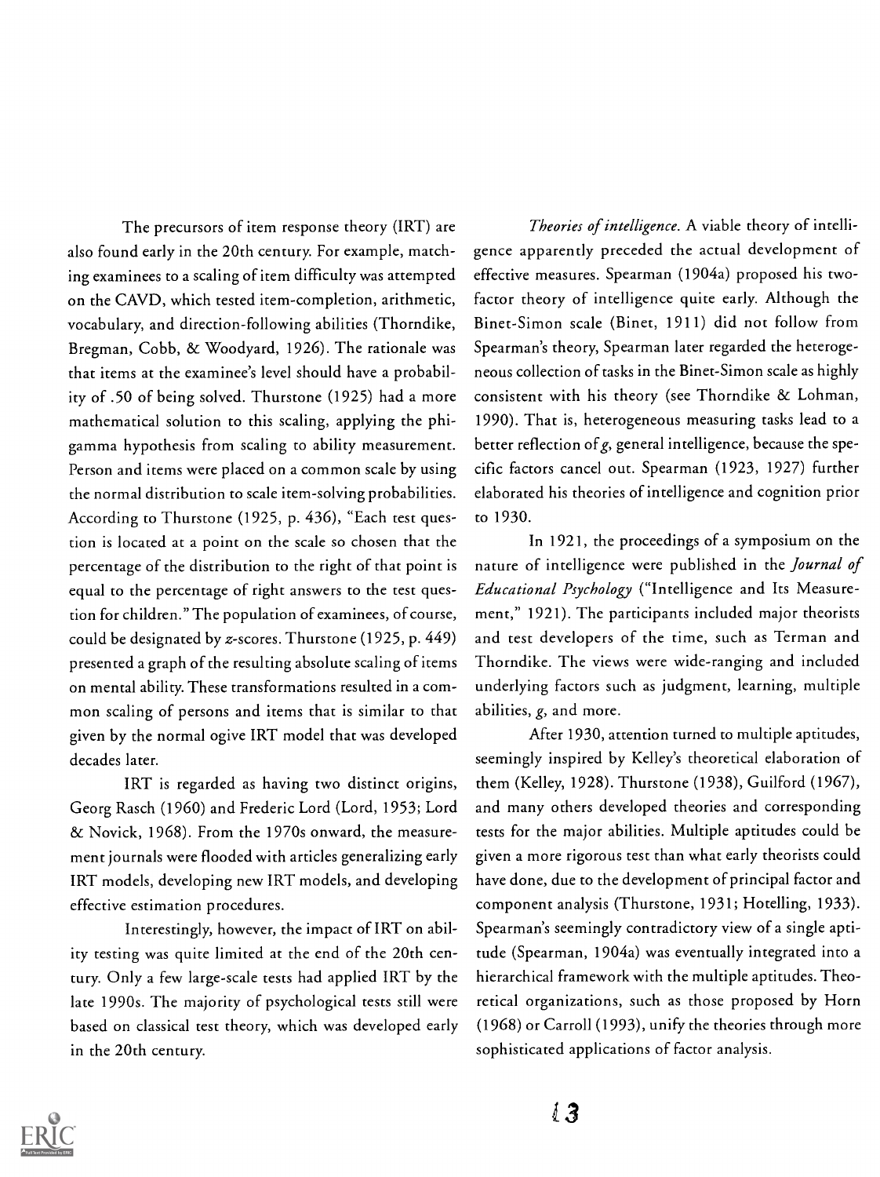The precursors of item response theory (IRT) are also found early in the 20th century. For example, matching examinees to a scaling of item difficulty was attempted on the CAVD, which tested item-completion, arithmetic, vocabulary, and direction-following abilities (Thorndike, Bregman, Cobb, & Woodyard, 1926). The rationale was that items at the examinee's level should have a probability of .50 of being solved. Thurstone (1925) had a more mathematical solution to this scaling, applying the phi-gamma hypothesis from scaling to ability measurement. Person and items were placed on a common scale by using the normal distribution to scale item-solving probabilities. According to Thurstone (1925, p. 436), "Each test question is located at a point on the scale so chosen that the percentage of the distribution to the right of that point is equal to the percentage of right answers to the test question for children." The population of examinees, of course, could be designated by *z*-scores. Thurstone (1925, p. 449) presented a graph of the resulting absolute scaling of items on mental ability. These transformations resulted in a common scaling of persons and items that is similar to that given by the normal ogive IRT model that was developed decades later.

IRT is regarded as having two distinct origins, Georg Rasch (1960) and Frederic Lord (Lord, 1953; Lord & Novick, 1968). From the 1970s onward, the measurement journals were flooded with articles generalizing early IRT models, developing new IRT models, and developing effective estimation procedures.

Interestingly, however, the impact of IRT on ability testing was quite limited at the end of the 20th century. Only a few large-scale tests had applied IRT by the late 1990s. The majority of psychological tests still were based on classical test theory, which was developed early in the 20th century.

*Theories of intelligence.* A viable theory of intelligence apparently preceded the actual development of effective measures. Spearman (1904a) proposed his two-factor theory of intelligence quite early. Although the Binet-Simon scale (Binet, 1911) did not follow from Spearman's theory, Spearman later regarded the heterogeneous collection of tasks in the Binet-Simon scale as highly consistent with his theory (see Thorndike & Lohman, 1990). That is, heterogeneous measuring tasks lead to a better reflection of *g*, general intelligence, because the specific factors cancel out. Spearman (1923, 1927) further elaborated his theories of intelligence and cognition prior to 1930.

In 1921, the proceedings of a symposium on the nature of intelligence were published in the *Journal of Educational Psychology* ("Intelligence and Its Measurement," 1921). The participants included major theorists and test developers of the time, such as Terman and Thorndike. The views were wide-ranging and included underlying factors such as judgment, learning, multiple abilities, *g*, and more.

After 1930, attention turned to multiple aptitudes, seemingly inspired by Kelley's theoretical elaboration of them (Kelley, 1928). Thurstone (1938), Guilford (1967), and many others developed theories and corresponding tests for the major abilities. Multiple aptitudes could be given a more rigorous test than what early theorists could have done, due to the development of principal factor and component analysis (Thurstone, 1931; Hotelling, 1933). Spearman's seemingly contradictory view of a single aptitude (Spearman, 1904a) was eventually integrated into a hierarchical framework with the multiple aptitudes. Theoretical organizations, such as those proposed by Horn (1968) or Carroll (1993), unify the theories through more sophisticated applications of factor analysis.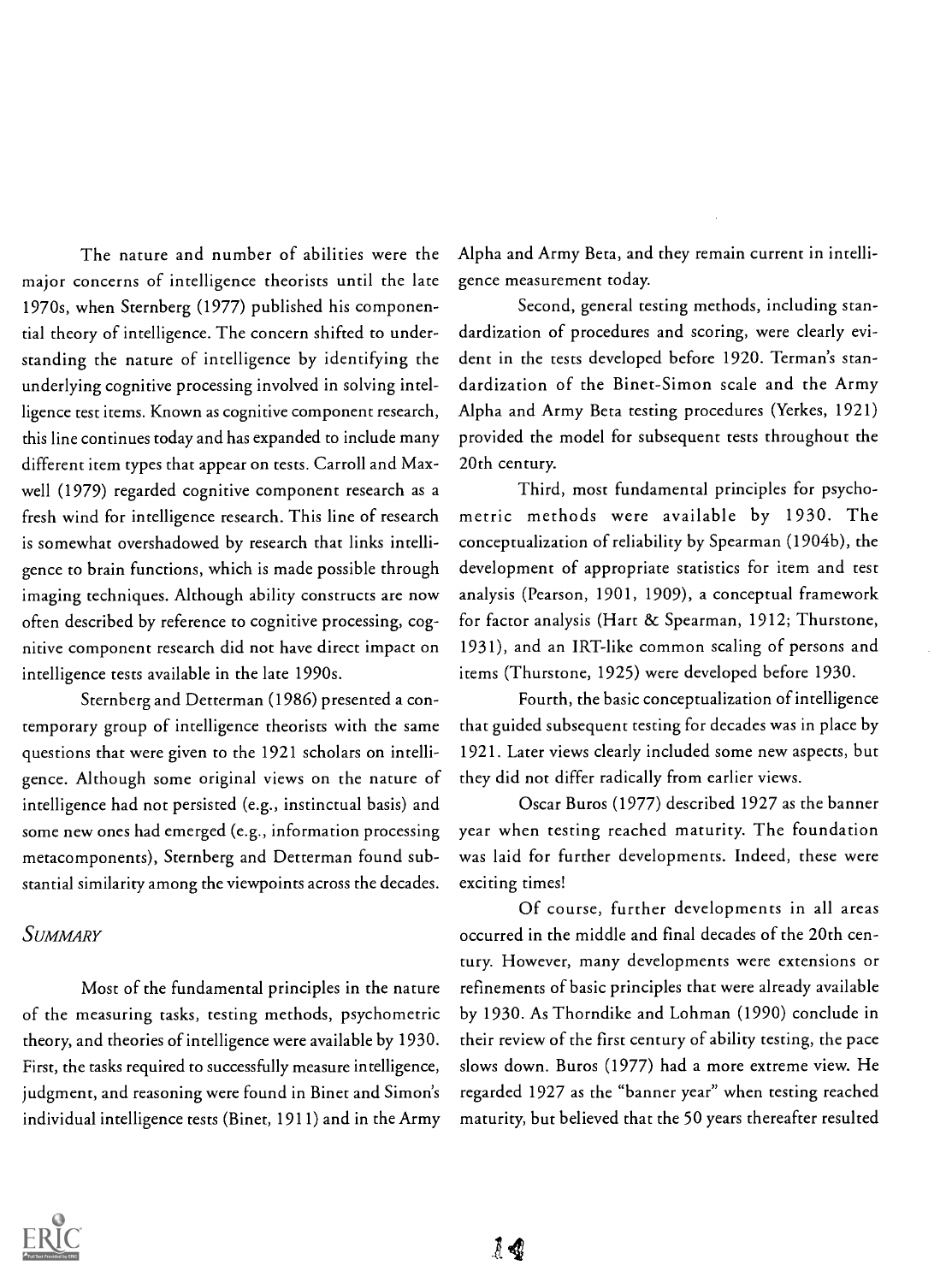The nature and number of abilities were the major concerns of intelligence theorists until the late 1970s, when Sternberg (1977) published his componential theory of intelligence. The concern shifted to understanding the nature of intelligence by identifying the underlying cognitive processing involved in solving intelligence test items. Known as cognitive component research, this line continues today and has expanded to include many different item types that appear on tests. Carroll and Maxwell (1979) regarded cognitive component research as a fresh wind for intelligence research. This line of research is somewhat overshadowed by research that links intelligence to brain functions, which is made possible through imaging techniques. Although ability constructs are now often described by reference to cognitive processing, cognitive component research did not have direct impact on intelligence tests available in the late 1990s.

Sternberg and Detterman (1986) presented a contemporary group of intelligence theorists with the same questions that were given to the 1921 scholars on intelligence. Although some original views on the nature of intelligence had not persisted (e.g., instinctual basis) and some new ones had emerged (e.g., information processing metacomponents), Sternberg and Detterman found substantial similarity among the viewpoints across the decades.

## *Summary*

Most of the fundamental principles in the nature of the measuring tasks, testing methods, psychometric theory, and theories of intelligence were available by 1930. First, the tasks required to successfully measure intelligence, judgment, and reasoning were found in Binet and Simon's individual intelligence tests (Binet, 1911) and in the Army Alpha and Army Beta, and they remain current in intelligence measurement today.

Second, general testing methods, including standardization of procedures and scoring, were clearly evident in the tests developed before 1920. Terman's standardization of the Binet-Simon scale and the Army Alpha and Army Beta testing procedures (Yerkes, 1921) provided the model for subsequent tests throughout the 20th century.

Third, most fundamental principles for psychometric methods were available by 1930. The conceptualization of reliability by Spearman (1904b), the development of appropriate statistics for item and test analysis (Pearson, 1901, 1909), a conceptual framework for factor analysis (Hart & Spearman, 1912; Thurstone, 1931), and an IRT-like common scaling of persons and items (Thurstone, 1925) were developed before 1930.

Fourth, the basic conceptualization of intelligence that guided subsequent testing for decades was in place by 1921. Later views clearly included some new aspects, but they did not differ radically from earlier views.

Oscar Buros (1977) described 1927 as the banner year when testing reached maturity. The foundation was laid for further developments. Indeed, these were exciting times!

Of course, further developments in all areas occurred in the middle and final decades of the 20th century. However, many developments were extensions or refinements of basic principles that were already available by 1930. As Thorndike and Lohman (1990) conclude in their review of the first century of ability testing, the pace slows down. Buros (1977) had a more extreme view. He regarded 1927 as the "banner year" when testing reached maturity, but believed that the 50 years thereafter resulted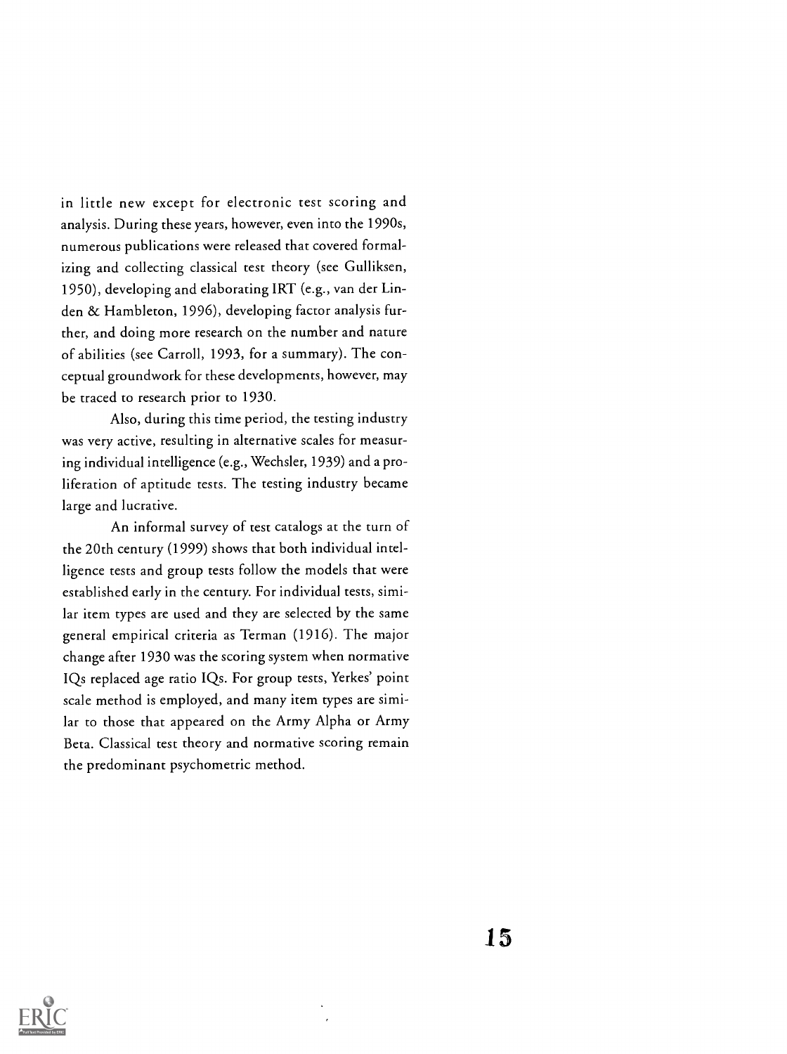in little new except for electronic test scoring and analysis. During these years, however, even into the 1990s, numerous publications were released that covered formalizing and collecting classical test theory (see Gulliksen, 1950), developing and elaborating IRT (e.g., van der Linden & Hambleton, 1996), developing factor analysis further, and doing more research on the number and nature of abilities (see Carroll, 1993, for a summary). The conceptual groundwork for these developments, however, may be traced to research prior to 1930.

Also, during this time period, the testing industry was very active, resulting in alternative scales for measuring individual intelligence (e.g., Wechsler, 1939) and a proliferation of aptitude tests. The testing industry became large and lucrative.

An informal survey of test catalogs at the turn of the 20th century (1999) shows that both individual intelligence tests and group tests follow the models that were established early in the century. For individual tests, similar item types are used and they are selected by the same general empirical criteria as Terman (1916). The major change after 1930 was the scoring system when normative IQs replaced age ratio IQs. For group tests, Yerkes' point scale method is employed, and many item types are similar to those that appeared on the Army Alpha or Army Beta. Classical test theory and normative scoring remain the predominant psychometric method.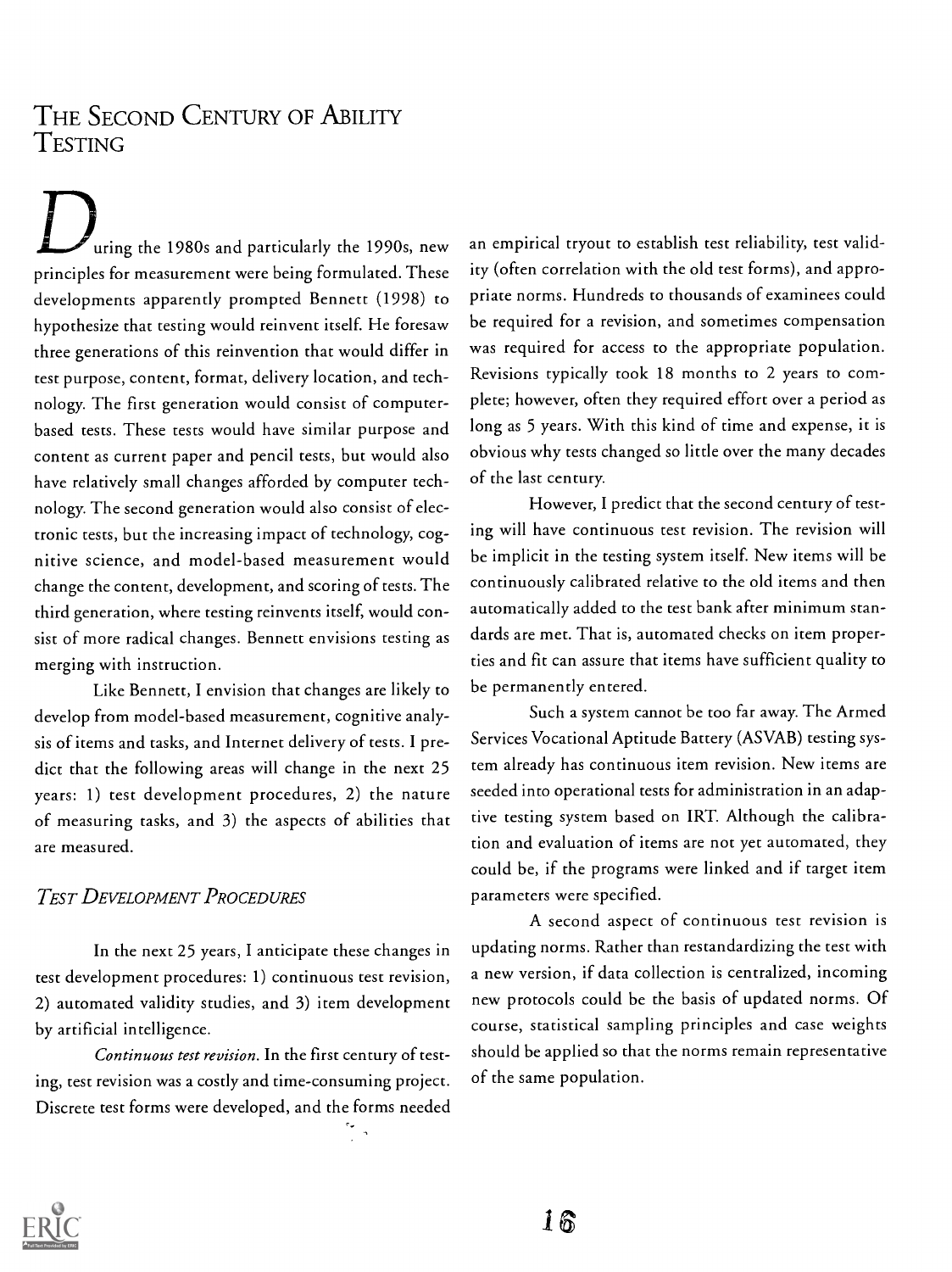## The Second Century of Ability Testing

During the 1980s and particularly the 1990s, new principles for measurement were being formulated. These developments apparently prompted Bennett (1998) to hypothesize that testing would reinvent itself. He foresaw three generations of this reinvention that would differ in test purpose, content, format, delivery location, and technology. The first generation would consist of computer-based tests. These tests would have similar purpose and content as current paper and pencil tests, but would also have relatively small changes afforded by computer technology. The second generation would also consist of electronic tests, but the increasing impact of technology, cognitive science, and model-based measurement would change the content, development, and scoring of tests. The third generation, where testing reinvents itself, would consist of more radical changes. Bennett envisions testing as merging with instruction.

Like Bennett, I envision that changes are likely to develop from model-based measurement, cognitive analysis of items and tasks, and Internet delivery of tests. I predict that the following areas will change in the next 25 years: 1) test development procedures, 2) the nature of measuring tasks, and 3) the aspects of abilities that are measured.

### *Test Development Procedures*

In the next 25 years, I anticipate these changes in test development procedures: 1) continuous test revision, 2) automated validity studies, and 3) item development by artificial intelligence.

*Continuous test revision.* In the first century of testing, test revision was a costly and time-consuming project. Discrete test forms were developed, and the forms needed an empirical tryout to establish test reliability, test validity (often correlation with the old test forms), and appropriate norms. Hundreds to thousands of examinees could be required for a revision, and sometimes compensation was required for access to the appropriate population. Revisions typically took 18 months to 2 years to complete; however, often they required effort over a period as long as 5 years. With this kind of time and expense, it is obvious why tests changed so little over the many decades of the last century.

However, I predict that the second century of testing will have continuous test revision. The revision will be implicit in the testing system itself. New items will be continuously calibrated relative to the old items and then automatically added to the test bank after minimum standards are met. That is, automated checks on item properties and fit can assure that items have sufficient quality to be permanently entered.

Such a system cannot be too far away. The Armed Services Vocational Aptitude Battery (ASVAB) testing system already has continuous item revision. New items are seeded into operational tests for administration in an adaptive testing system based on IRT. Although the calibration and evaluation of items are not yet automated, they could be, if the programs were linked and if target item parameters were specified.

A second aspect of continuous test revision is updating norms. Rather than restandardizing the test with a new version, if data collection is centralized, incoming new protocols could be the basis of updated norms. Of course, statistical sampling principles and case weights should be applied so that the norms remain representative of the same population.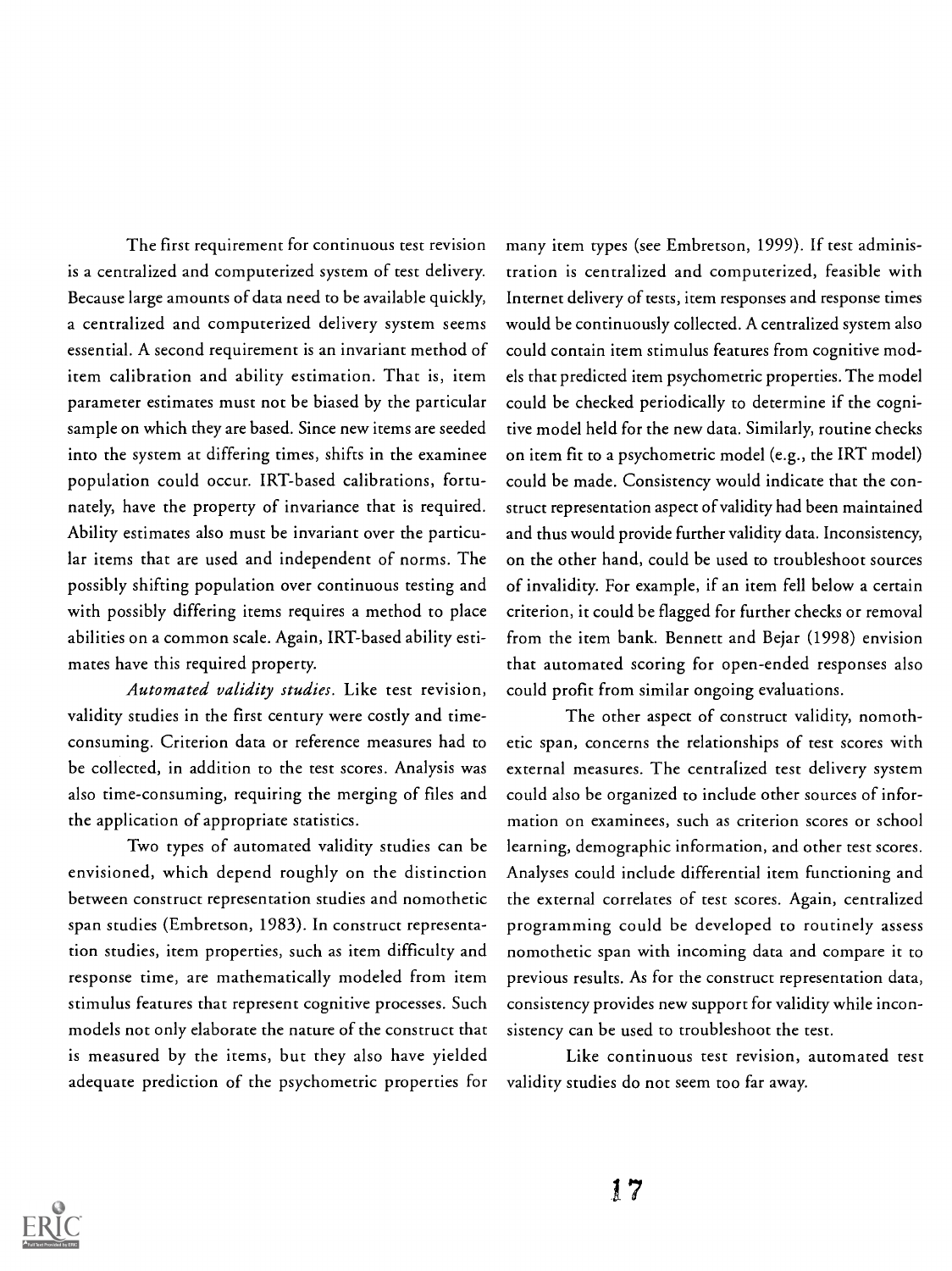The first requirement for continuous test revision is a centralized and computerized system of test delivery. Because large amounts of data need to be available quickly, a centralized and computerized delivery system seems essential. A second requirement is an invariant method of item calibration and ability estimation. That is, item parameter estimates must not be biased by the particular sample on which they are based. Since new items are seeded into the system at differing times, shifts in the examinee population could occur. IRT-based calibrations, fortunately, have the property of invariance that is required. Ability estimates also must be invariant over the particular items that are used and independent of norms. The possibly shifting population over continuous testing and with possibly differing items requires a method to place abilities on a common scale. Again, IRT-based ability estimates have this required property.

*Automated validity studies.* Like test revision, validity studies in the first century were costly and time-consuming. Criterion data or reference measures had to be collected, in addition to the test scores. Analysis was also time-consuming, requiring the merging of files and the application of appropriate statistics.

Two types of automated validity studies can be envisioned, which depend roughly on the distinction between construct representation studies and nomothetic span studies (Embretson, 1983). In construct representation studies, item properties, such as item difficulty and response time, are mathematically modeled from item stimulus features that represent cognitive processes. Such models not only elaborate the nature of the construct that is measured by the items, but they also have yielded adequate prediction of the psychometric properties for many item types (see Embretson, 1999). If test administration is centralized and computerized, feasible with Internet delivery of tests, item responses and response times would be continuously collected. A centralized system also could contain item stimulus features from cognitive models that predicted item psychometric properties. The model could be checked periodically to determine if the cognitive model held for the new data. Similarly, routine checks on item fit to a psychometric model (e.g., the IRT model) could be made. Consistency would indicate that the construct representation aspect of validity had been maintained and thus would provide further validity data. Inconsistency, on the other hand, could be used to troubleshoot sources of invalidity. For example, if an item fell below a certain criterion, it could be flagged for further checks or removal from the item bank. Bennett and Bejar (1998) envision that automated scoring for open-ended responses also could profit from similar ongoing evaluations.

The other aspect of construct validity, nomothetic span, concerns the relationships of test scores with external measures. The centralized test delivery system could also be organized to include other sources of information on examinees, such as criterion scores or school learning, demographic information, and other test scores. Analyses could include differential item functioning and the external correlates of test scores. Again, centralized programming could be developed to routinely assess nomothetic span with incoming data and compare it to previous results. As for the construct representation data, consistency provides new support for validity while inconsistency can be used to troubleshoot the test.

Like continuous test revision, automated test validity studies do not seem too far away.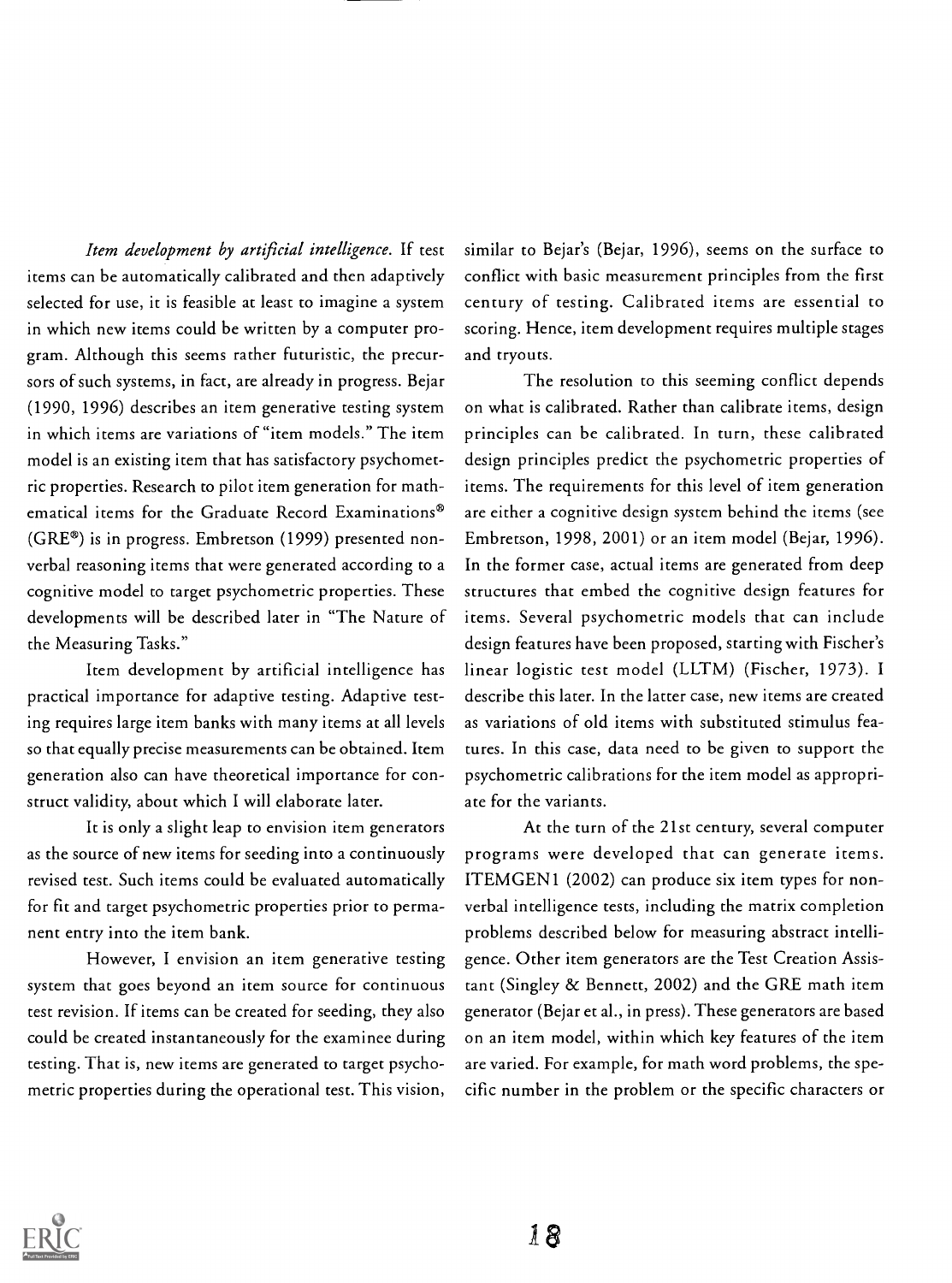*Item development by artificial intelligence.* If test items can be automatically calibrated and then adaptively selected for use, it is feasible at least to imagine a system in which new items could be written by a computer program. Although this seems rather futuristic, the precursors of such systems, in fact, are already in progress. Bejar (1990, 1996) describes an item generative testing system in which items are variations of "item models." The item model is an existing item that has satisfactory psychometric properties. Research to pilot item generation for mathematical items for the Graduate Record Examinations® (GRE®) is in progress. Embretson (1999) presented nonverbal reasoning items that were generated according to a cognitive model to target psychometric properties. These developments will be described later in "The Nature of the Measuring Tasks."

Item development by artificial intelligence has practical importance for adaptive testing. Adaptive testing requires large item banks with many items at all levels so that equally precise measurements can be obtained. Item generation also can have theoretical importance for construct validity, about which I will elaborate later.

It is only a slight leap to envision item generators as the source of new items for seeding into a continuously revised test. Such items could be evaluated automatically for fit and target psychometric properties prior to permanent entry into the item bank.

However, I envision an item generative testing system that goes beyond an item source for continuous test revision. If items can be created for seeding, they also could be created instantaneously for the examinee during testing. That is, new items are generated to target psychometric properties during the operational test. This vision, similar to Bejar's (Bejar, 1996), seems on the surface to conflict with basic measurement principles from the first century of testing. Calibrated items are essential to scoring. Hence, item development requires multiple stages and tryouts.

The resolution to this seeming conflict depends on what is calibrated. Rather than calibrate items, design principles can be calibrated. In turn, these calibrated design principles predict the psychometric properties of items. The requirements for this level of item generation are either a cognitive design system behind the items (see Embretson, 1998, 2001) or an item model (Bejar, 1996). In the former case, actual items are generated from deep structures that embed the cognitive design features for items. Several psychometric models that can include design features have been proposed, starting with Fischer's linear logistic test model (LLTM) (Fischer, 1973). I describe this later. In the latter case, new items are created as variations of old items with substituted stimulus features. In this case, data need to be given to support the psychometric calibrations for the item model as appropriate for the variants.

At the turn of the 21st century, several computer programs were developed that can generate items. ITEMGEN1 (2002) can produce six item types for nonverbal intelligence tests, including the matrix completion problems described below for measuring abstract intelligence. Other item generators are the Test Creation Assistant (Singley & Bennett, 2002) and the GRE math item generator (Bejar et al., in press). These generators are based on an item model, within which key features of the item are varied. For example, for math word problems, the specific number in the problem or the specific characters or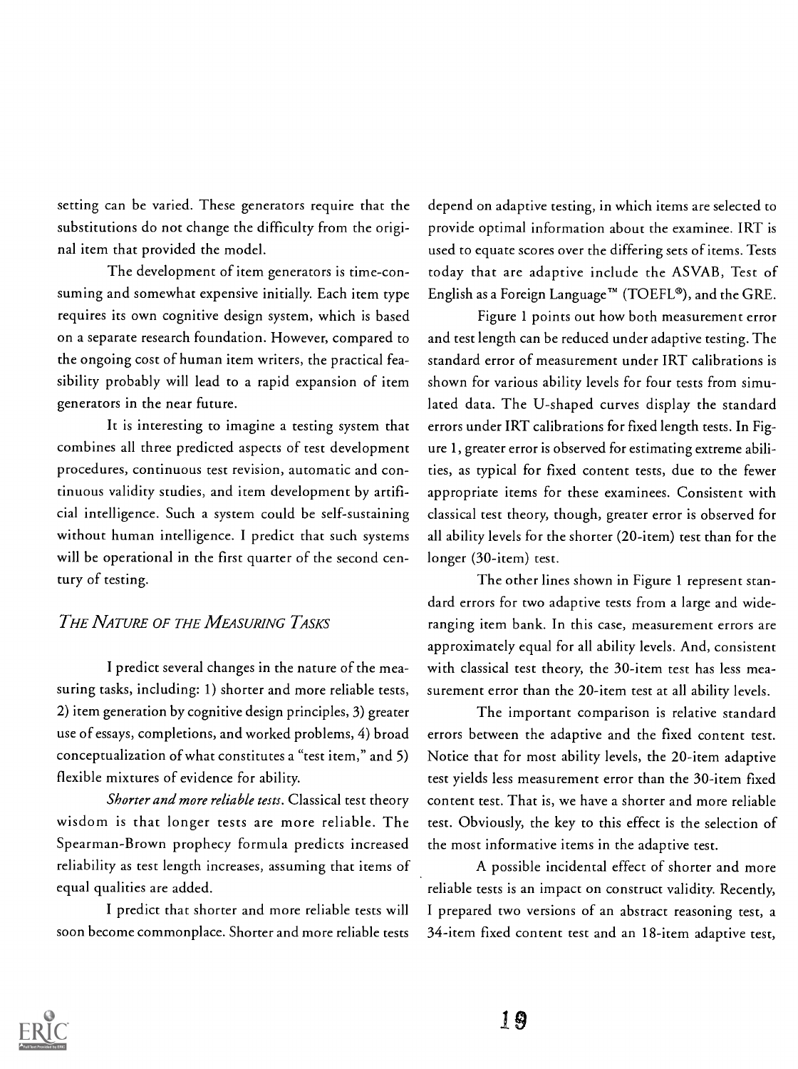setting can be varied. These generators require that the substitutions do not change the difficulty from the original item that provided the model.

The development of item generators is time-consuming and somewhat expensive initially. Each item type requires its own cognitive design system, which is based on a separate research foundation. However, compared to the ongoing cost of human item writers, the practical feasibility probably will lead to a rapid expansion of item generators in the near future.

It is interesting to imagine a testing system that combines all three predicted aspects of test development procedures, continuous test revision, automatic and continuous validity studies, and item development by artificial intelligence. Such a system could be self-sustaining without human intelligence. I predict that such systems will be operational in the first quarter of the second century of testing.

## *The Nature of the Measuring Tasks*

I predict several changes in the nature of the measuring tasks, including: 1) shorter and more reliable tests, 2) item generation by cognitive design principles, 3) greater use of essays, completions, and worked problems, 4) broad conceptualization of what constitutes a "test item," and 5) flexible mixtures of evidence for ability.

*Shorter and more reliable tests*. Classical test theory wisdom is that longer tests are more reliable. The Spearman-Brown prophecy formula predicts increased reliability as test length increases, assuming that items of equal qualities are added.

I predict that shorter and more reliable tests will soon become commonplace. Shorter and more reliable tests depend on adaptive testing, in which items are selected to provide optimal information about the examinee. IRT is used to equate scores over the differing sets of items. Tests today that are adaptive include the ASVAB, Test of English as a Foreign Language™ (TOEFL®), and the GRE.

Figure 1 points out how both measurement error and test length can be reduced under adaptive testing. The standard error of measurement under IRT calibrations is shown for various ability levels for four tests from simulated data. The U-shaped curves display the standard errors under IRT calibrations for fixed length tests. In Figure 1, greater error is observed for estimating extreme abilities, as typical for fixed content tests, due to the fewer appropriate items for these examinees. Consistent with classical test theory, though, greater error is observed for all ability levels for the shorter (20-item) test than for the longer (30-item) test.

The other lines shown in Figure 1 represent standard errors for two adaptive tests from a large and wide-ranging item bank. In this case, measurement errors are approximately equal for all ability levels. And, consistent with classical test theory, the 30-item test has less measurement error than the 20-item test at all ability levels.

The important comparison is relative standard errors between the adaptive and the fixed content test. Notice that for most ability levels, the 20-item adaptive test yields less measurement error than the 30-item fixed content test. That is, we have a shorter and more reliable test. Obviously, the key to this effect is the selection of the most informative items in the adaptive test.

A possible incidental effect of shorter and more reliable tests is an impact on construct validity. Recently, I prepared two versions of an abstract reasoning test, a 34-item fixed content test and an 18-item adaptive test,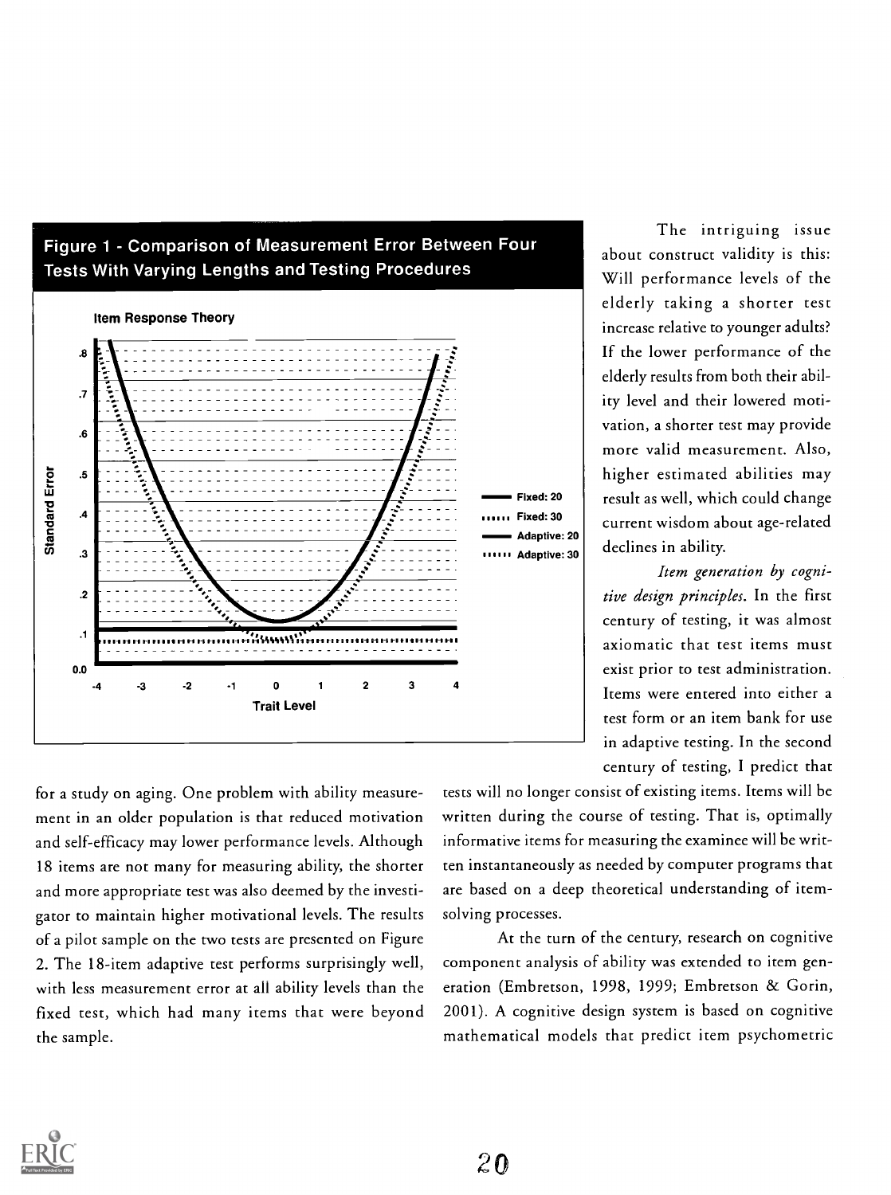**Figure 1 - Comparison of Measurement Error Between Four Tests With Varying Lengths and Testing Procedures**

for a study on aging. One problem with ability measurement in an older population is that reduced motivation and self-efficacy may lower performance levels. Although 18 items are not many for measuring ability, the shorter and more appropriate test was also deemed by the investigator to maintain higher motivational levels. The results of a pilot sample on the two tests are presented on Figure 2. The 18-item adaptive test performs surprisingly well, with less measurement error at all ability levels than the fixed test, which had many items that were beyond the sample.

The intriguing issue about construct validity is this: Will performance levels of the elderly taking a shorter test increase relative to younger adults? If the lower performance of the elderly results from both their ability level and their lowered motivation, a shorter test may provide more valid measurement. Also, higher estimated abilities may result as well, which could change current wisdom about age-related declines in ability.

*Item generation by cognitive design principles.* In the first century of testing, it was almost axiomatic that test items must exist prior to test administration. Items were entered into either a test form or an item bank for use in adaptive testing. In the second century of testing, I predict that tests will no longer consist of existing items. Items will be written during the course of testing. That is, optimally informative items for measuring the examinee will be written instantaneously as needed by computer programs that are based on a deep theoretical understanding of item-solving processes.

At the turn of the century, research on cognitive component analysis of ability was extended to item generation (Embretson, 1998, 1999; Embretson & Gorin, 2001). A cognitive design system is based on cognitive mathematical models that predict item psychometric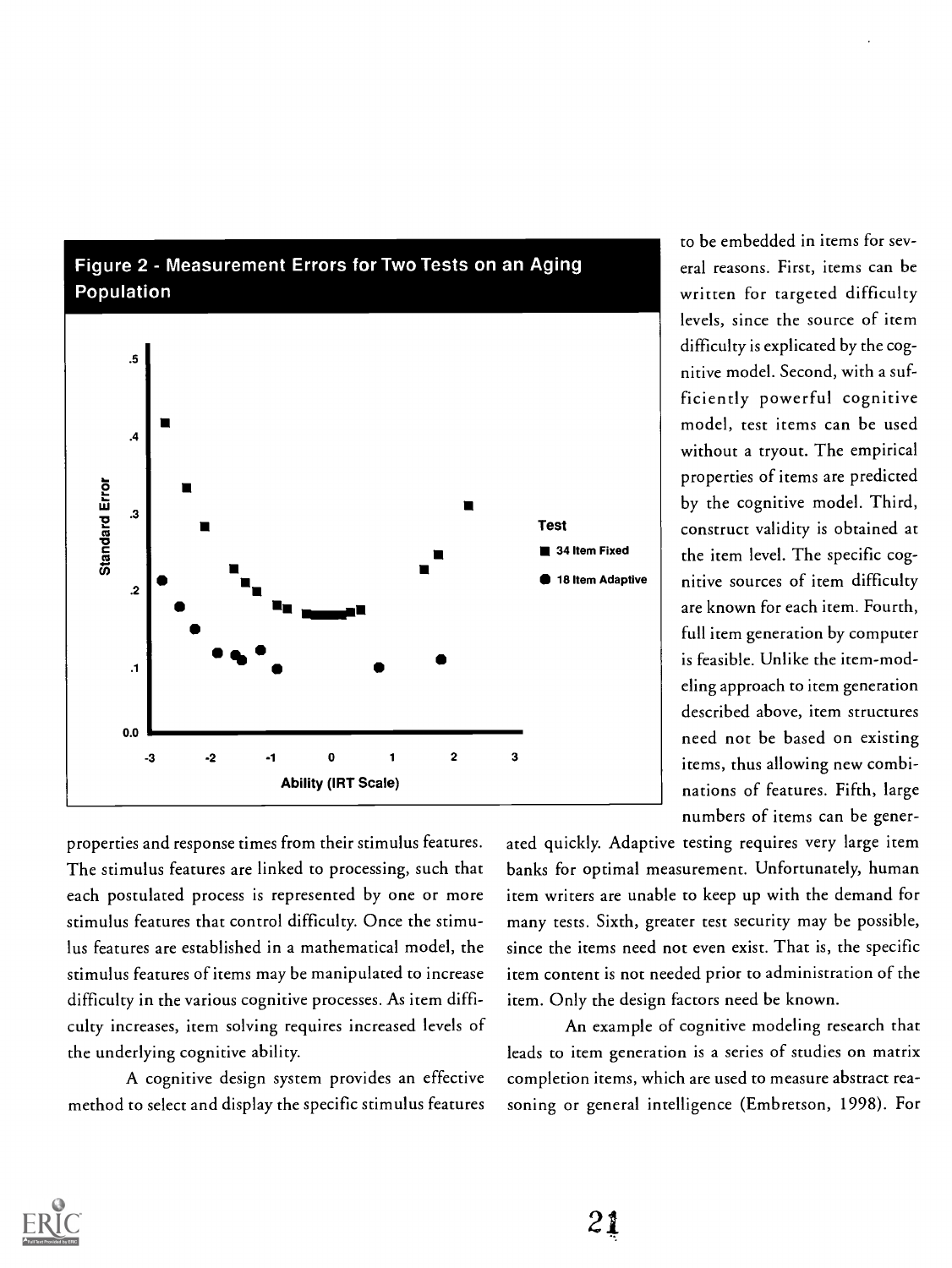**Figure 2 - Measurement Errors for Two Tests on an Aging Population**

to be embedded in items for several reasons. First, items can be written for targeted difficulty levels, since the source of item difficulty is explicated by the cognitive model. Second, with a sufficiently powerful cognitive model, test items can be used without a tryout. The empirical properties of items are predicted by the cognitive model. Third, construct validity is obtained at the item level. The specific cognitive sources of item difficulty are known for each item. Fourth, full item generation by computer is feasible. Unlike the item-modeling approach to item generation described above, item structures need not be based on existing items, thus allowing new combinations of features. Fifth, large numbers of items can be generated quickly. Adaptive testing requires very large item banks for optimal measurement. Unfortunately, human item writers are unable to keep up with the demand for many tests. Sixth, greater test security may be possible, since the items need not even exist. That is, the specific item content is not needed prior to administration of the item. Only the design factors need be known.

An example of cognitive modeling research that leads to item generation is a series of studies on matrix completion items, which are used to measure abstract reasoning or general intelligence (Embretson, 1998). For

properties and response times from their stimulus features. The stimulus features are linked to processing, such that each postulated process is represented by one or more stimulus features that control difficulty. Once the stimulus features are established in a mathematical model, the stimulus features of items may be manipulated to increase difficulty in the various cognitive processes. As item difficulty increases, item solving requires increased levels of the underlying cognitive ability.

A cognitive design system provides an effective method to select and display the specific stimulus features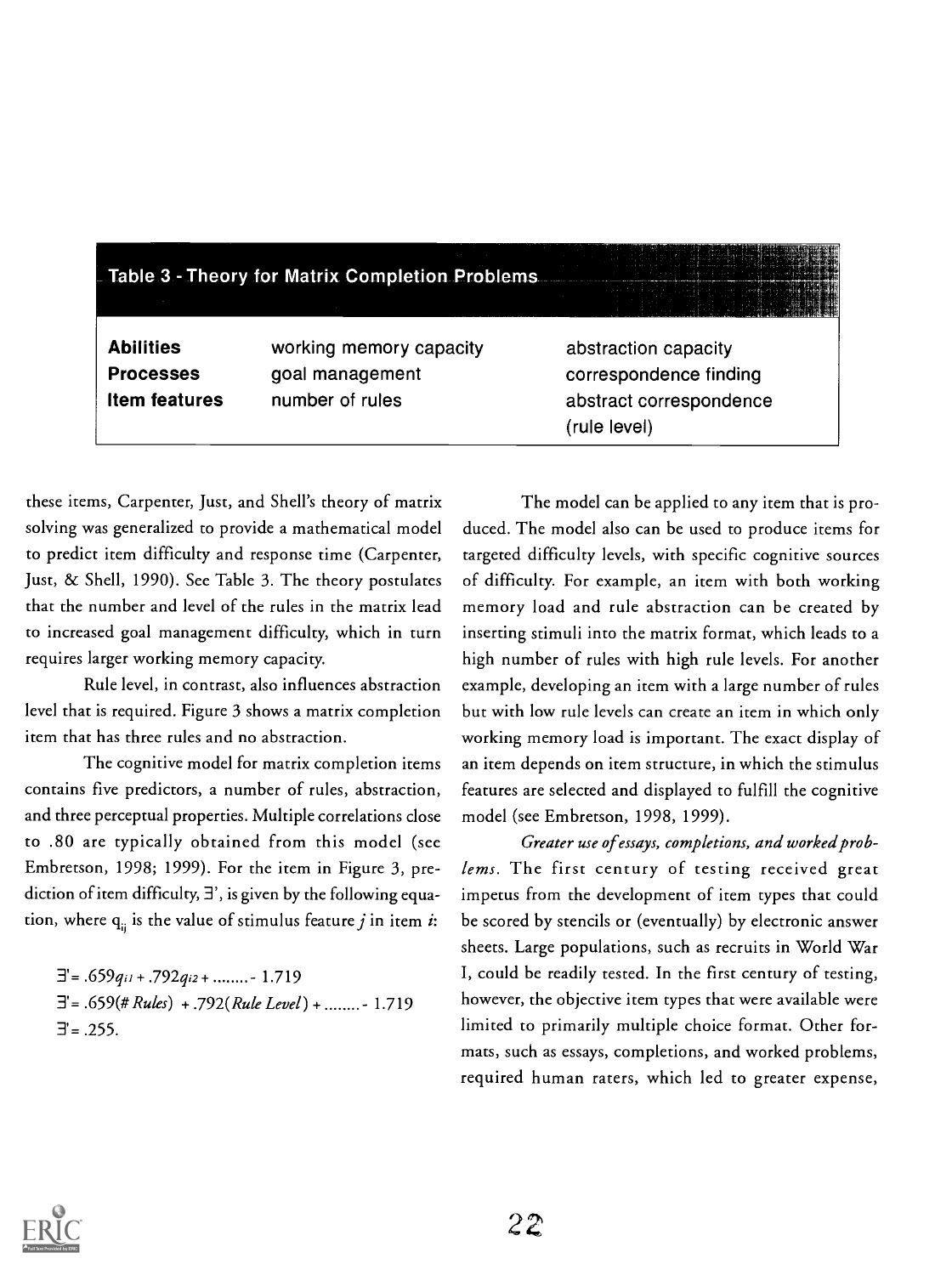**Table 3 - Theory for Matrix Completion Problems**

| | | |
|---|---|---|
| **Abilities** | working memory capacity | abstraction capacity |
| **Processes** | goal management | correspondence finding |
| **Item features** | number of rules | abstract correspondence (rule level) |

these items, Carpenter, Just, and Shell's theory of matrix solving was generalized to provide a mathematical model to predict item difficulty and response time (Carpenter, Just, & Shell, 1990). See Table 3. The theory postulates that the number and level of the rules in the matrix lead to increased goal management difficulty, which in turn requires larger working memory capacity.

Rule level, in contrast, also influences abstraction level that is required. Figure 3 shows a matrix completion item that has three rules and no abstraction.

The cognitive model for matrix completion items contains five predictors, a number of rules, abstraction, and three perceptual properties. Multiple correlations close to .80 are typically obtained from this model (see Embretson, 1998; 1999). For the item in Figure 3, prediction of item difficulty, $\exists'$, is given by the following equation, where $q_{ij}$ is the value of stimulus feature $j$ in item $i$:

$$\exists' = .659q_{i1} + .792q_{i2} + \ldots\ldots\ldots - 1.719$$

$$\exists' = .659(\# Rules) + .792(Rule\ Level) + \ldots\ldots\ldots - 1.719$$

$$\exists' = .255.$$

The model can be applied to any item that is produced. The model also can be used to produce items for targeted difficulty levels, with specific cognitive sources of difficulty. For example, an item with both working memory load and rule abstraction can be created by inserting stimuli into the matrix format, which leads to a high number of rules with high rule levels. For another example, developing an item with a large number of rules but with low rule levels can create an item in which only working memory load is important. The exact display of an item depends on item structure, in which the stimulus features are selected and displayed to fulfill the cognitive model (see Embretson, 1998, 1999).

*Greater use of essays, completions, and worked problems.* The first century of testing received great impetus from the development of item types that could be scored by stencils or (eventually) by electronic answer sheets. Large populations, such as recruits in World War I, could be readily tested. In the first century of testing, however, the objective item types that were available were limited to primarily multiple choice format. Other formats, such as essays, completions, and worked problems, required human raters, which led to greater expense,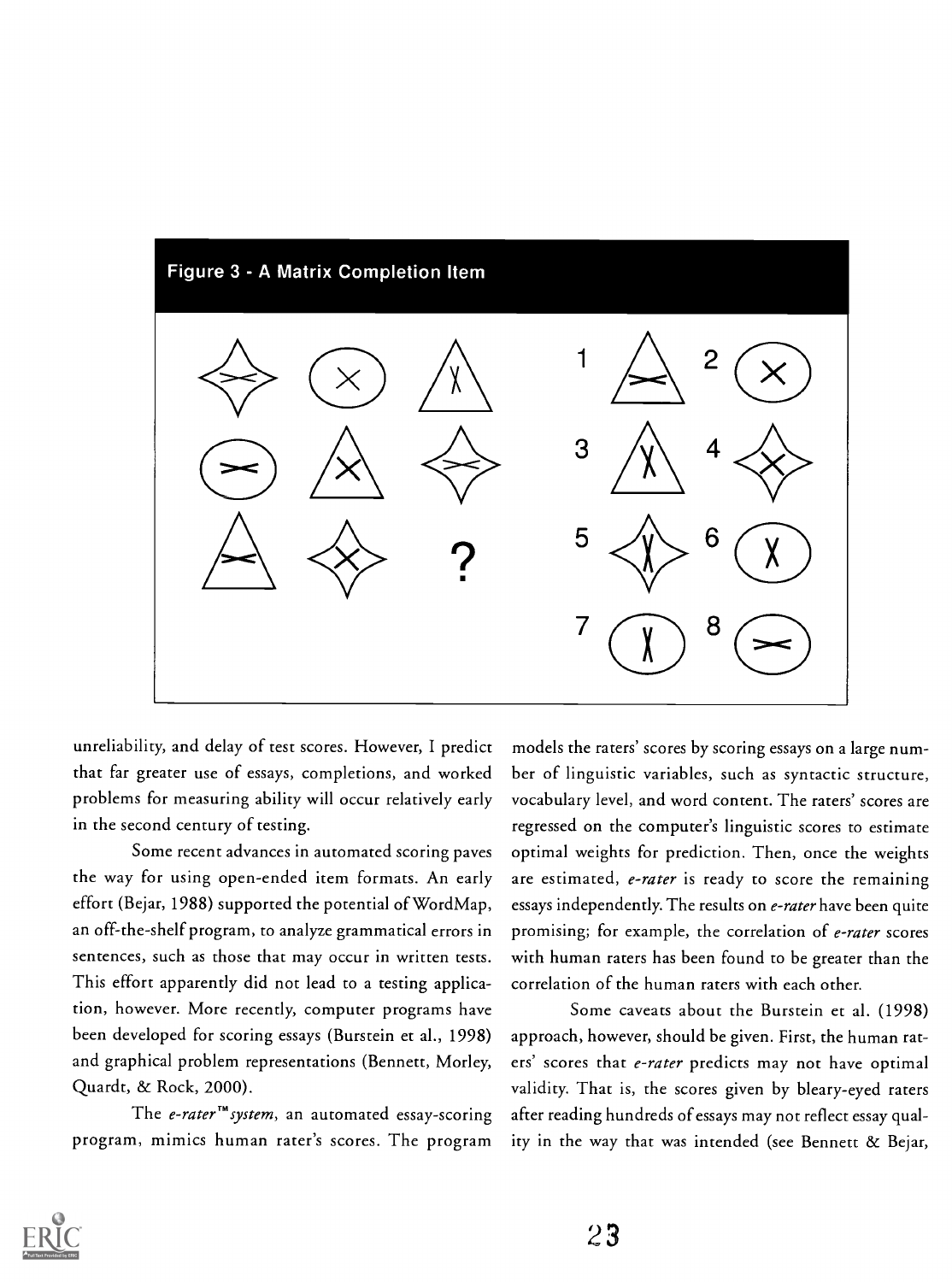**Figure 3 - A Matrix Completion Item**

unreliability, and delay of test scores. However, I predict that far greater use of essays, completions, and worked problems for measuring ability will occur relatively early in the second century of testing.

Some recent advances in automated scoring paves the way for using open-ended item formats. An early effort (Bejar, 1988) supported the potential of WordMap, an off-the-shelf program, to analyze grammatical errors in sentences, such as those that may occur in written tests. This effort apparently did not lead to a testing application, however. More recently, computer programs have been developed for scoring essays (Burstein et al., 1998) and graphical problem representations (Bennett, Morley, Quardt, & Rock, 2000).

The *e-rater™ system*, an automated essay-scoring program, mimics human rater's scores. The program models the raters' scores by scoring essays on a large number of linguistic variables, such as syntactic structure, vocabulary level, and word content. The raters' scores are regressed on the computer's linguistic scores to estimate optimal weights for prediction. Then, once the weights are estimated, *e-rater* is ready to score the remaining essays independently. The results on *e-rater* have been quite promising; for example, the correlation of *e-rater* scores with human raters has been found to be greater than the correlation of the human raters with each other.

Some caveats about the Burstein et al. (1998) approach, however, should be given. First, the human raters' scores that *e-rater* predicts may not have optimal validity. That is, the scores given by bleary-eyed raters after reading hundreds of essays may not reflect essay quality in the way that was intended (see Bennett & Bejar,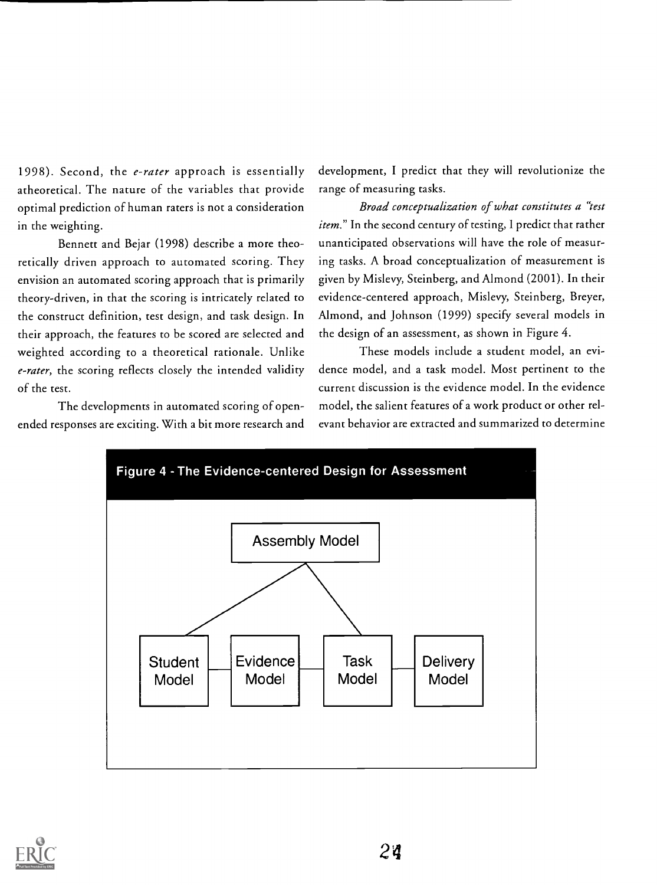1998). Second, the *e-rater* approach is essentially atheoretical. The nature of the variables that provide optimal prediction of human raters is not a consideration in the weighting.

Bennett and Bejar (1998) describe a more theoretically driven approach to automated scoring. They envision an automated scoring approach that is primarily theory-driven, in that the scoring is intricately related to the construct definition, test design, and task design. In their approach, the features to be scored are selected and weighted according to a theoretical rationale. Unlike *e-rater*, the scoring reflects closely the intended validity of the test.

The developments in automated scoring of open-ended responses are exciting. With a bit more research and development, I predict that they will revolutionize the range of measuring tasks.

*Broad conceptualization of what constitutes a "test item."* In the second century of testing, I predict that rather unanticipated observations will have the role of measuring tasks. A broad conceptualization of measurement is given by Mislevy, Steinberg, and Almond (2001). In their evidence-centered approach, Mislevy, Steinberg, Breyer, Almond, and Johnson (1999) specify several models in the design of an assessment, as shown in Figure 4.

These models include a student model, an evidence model, and a task model. Most pertinent to the current discussion is the evidence model. In the evidence model, the salient features of a work product or other relevant behavior are extracted and summarized to determine

**Figure 4 - The Evidence-centered Design for Assessment**

Assembly Model

Student Model | Evidence Model | Task Model | Delivery Model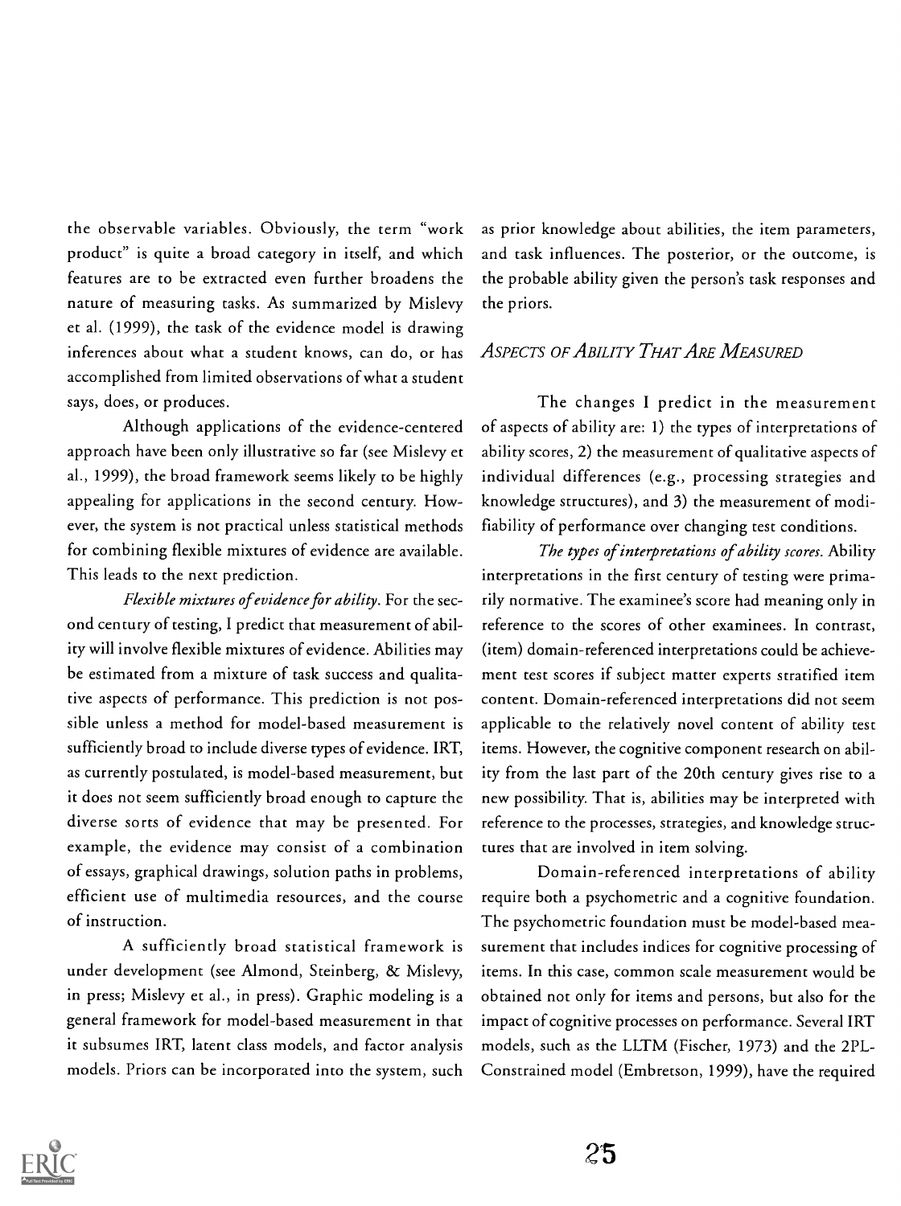the observable variables. Obviously, the term "work product" is quite a broad category in itself, and which features are to be extracted even further broadens the nature of measuring tasks. As summarized by Mislevy et al. (1999), the task of the evidence model is drawing inferences about what a student knows, can do, or has accomplished from limited observations of what a student says, does, or produces.

Although applications of the evidence-centered approach have been only illustrative so far (see Mislevy et al., 1999), the broad framework seems likely to be highly appealing for applications in the second century. However, the system is not practical unless statistical methods for combining flexible mixtures of evidence are available. This leads to the next prediction.

*Flexible mixtures of evidence for ability.* For the second century of testing, I predict that measurement of ability will involve flexible mixtures of evidence. Abilities may be estimated from a mixture of task success and qualitative aspects of performance. This prediction is not possible unless a method for model-based measurement is sufficiently broad to include diverse types of evidence. IRT, as currently postulated, is model-based measurement, but it does not seem sufficiently broad enough to capture the diverse sorts of evidence that may be presented. For example, the evidence may consist of a combination of essays, graphical drawings, solution paths in problems, efficient use of multimedia resources, and the course of instruction.

A sufficiently broad statistical framework is under development (see Almond, Steinberg, & Mislevy, in press; Mislevy et al., in press). Graphic modeling is a general framework for model-based measurement in that it subsumes IRT, latent class models, and factor analysis models. Priors can be incorporated into the system, such as prior knowledge about abilities, the item parameters, and task influences. The posterior, or the outcome, is the probable ability given the person's task responses and the priors.

### *Aspects of Ability That Are Measured*

The changes I predict in the measurement of aspects of ability are: 1) the types of interpretations of ability scores, 2) the measurement of qualitative aspects of individual differences (e.g., processing strategies and knowledge structures), and 3) the measurement of modifiability of performance over changing test conditions.

*The types of interpretations of ability scores.* Ability interpretations in the first century of testing were primarily normative. The examinee's score had meaning only in reference to the scores of other examinees. In contrast, (item) domain-referenced interpretations could be achievement test scores if subject matter experts stratified item content. Domain-referenced interpretations did not seem applicable to the relatively novel content of ability test items. However, the cognitive component research on ability from the last part of the 20th century gives rise to a new possibility. That is, abilities may be interpreted with reference to the processes, strategies, and knowledge structures that are involved in item solving.

Domain-referenced interpretations of ability require both a psychometric and a cognitive foundation. The psychometric foundation must be model-based measurement that includes indices for cognitive processing of items. In this case, common scale measurement would be obtained not only for items and persons, but also for the impact of cognitive processes on performance. Several IRT models, such as the LLTM (Fischer, 1973) and the 2PL-Constrained model (Embretson, 1999), have the required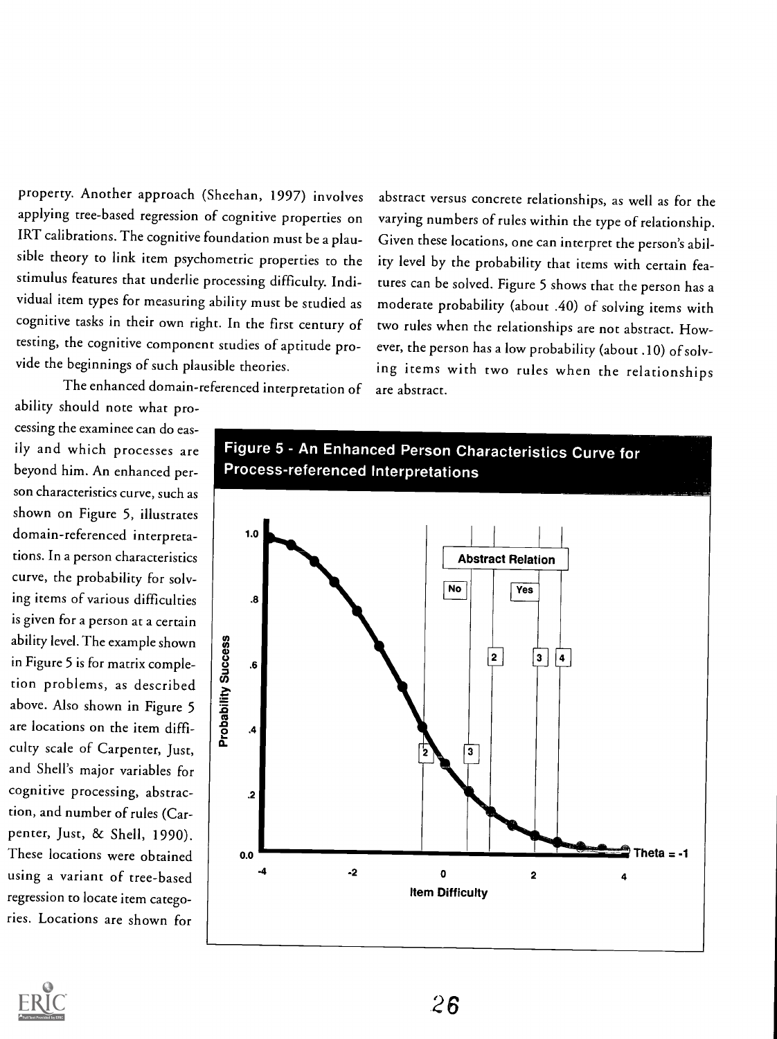property. Another approach (Sheehan, 1997) involves applying tree-based regression of cognitive properties on IRT calibrations. The cognitive foundation must be a plausible theory to link item psychometric properties to the stimulus features that underlie processing difficulty. Individual item types for measuring ability must be studied as cognitive tasks in their own right. In the first century of testing, the cognitive component studies of aptitude provide the beginnings of such plausible theories.

The enhanced domain-referenced interpretation of ability should note what processing the examinee can do easily and which processes are beyond him. An enhanced person characteristics curve, such as shown on Figure 5, illustrates domain-referenced interpretations. In a person characteristics curve, the probability for solving items of various difficulties is given for a person at a certain ability level. The example shown in Figure 5 is for matrix completion problems, as described above. Also shown in Figure 5 are locations on the item difficulty scale of Carpenter, Just, and Shell's major variables for cognitive processing, abstraction, and number of rules (Carpenter, Just, & Shell, 1990). These locations were obtained using a variant of tree-based regression to locate item categories. Locations are shown for abstract versus concrete relationships, as well as for the varying numbers of rules within the type of relationship. Given these locations, one can interpret the person's ability level by the probability that items with certain features can be solved. Figure 5 shows that the person has a moderate probability (about .40) of solving items with two rules when the relationships are not abstract. However, the person has a low probability (about .10) of solving items with two rules when the relationships are abstract.

**Figure 5 - An Enhanced Person Characteristics Curve for Process-referenced Interpretations**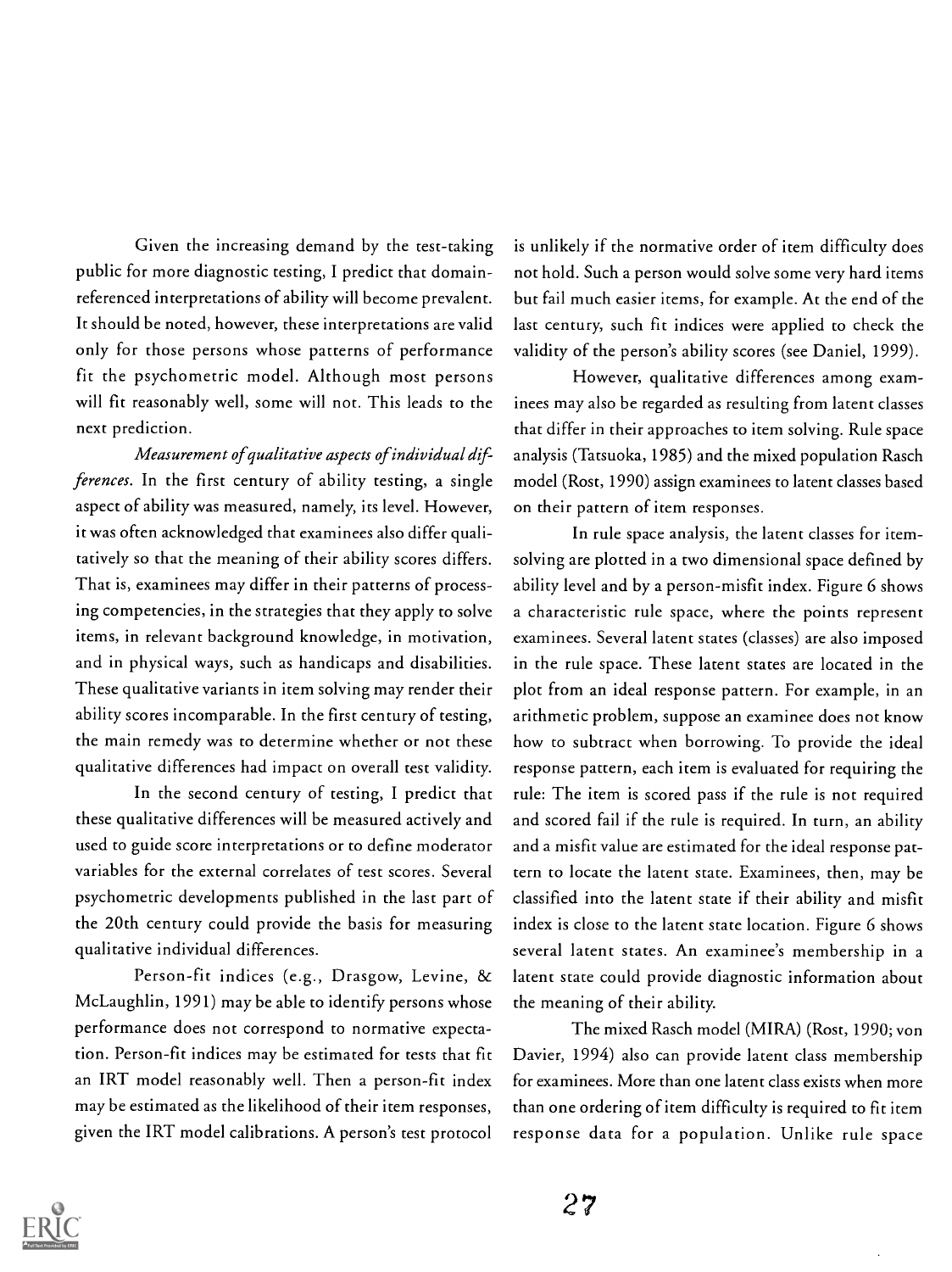Given the increasing demand by the test-taking public for more diagnostic testing, I predict that domain-referenced interpretations of ability will become prevalent. It should be noted, however, these interpretations are valid only for those persons whose patterns of performance fit the psychometric model. Although most persons will fit reasonably well, some will not. This leads to the next prediction.

*Measurement of qualitative aspects of individual differences.* In the first century of ability testing, a single aspect of ability was measured, namely, its level. However, it was often acknowledged that examinees also differ qualitatively so that the meaning of their ability scores differs. That is, examinees may differ in their patterns of processing competencies, in the strategies that they apply to solve items, in relevant background knowledge, in motivation, and in physical ways, such as handicaps and disabilities. These qualitative variants in item solving may render their ability scores incomparable. In the first century of testing, the main remedy was to determine whether or not these qualitative differences had impact on overall test validity.

In the second century of testing, I predict that these qualitative differences will be measured actively and used to guide score interpretations or to define moderator variables for the external correlates of test scores. Several psychometric developments published in the last part of the 20th century could provide the basis for measuring qualitative individual differences.

Person-fit indices (e.g., Drasgow, Levine, & McLaughlin, 1991) may be able to identify persons whose performance does not correspond to normative expectation. Person-fit indices may be estimated for tests that fit an IRT model reasonably well. Then a person-fit index may be estimated as the likelihood of their item responses, given the IRT model calibrations. A person's test protocol is unlikely if the normative order of item difficulty does not hold. Such a person would solve some very hard items but fail much easier items, for example. At the end of the last century, such fit indices were applied to check the validity of the person's ability scores (see Daniel, 1999).

However, qualitative differences among examinees may also be regarded as resulting from latent classes that differ in their approaches to item solving. Rule space analysis (Tatsuoka, 1985) and the mixed population Rasch model (Rost, 1990) assign examinees to latent classes based on their pattern of item responses.

In rule space analysis, the latent classes for item-solving are plotted in a two dimensional space defined by ability level and by a person-misfit index. Figure 6 shows a characteristic rule space, where the points represent examinees. Several latent states (classes) are also imposed in the rule space. These latent states are located in the plot from an ideal response pattern. For example, in an arithmetic problem, suppose an examinee does not know how to subtract when borrowing. To provide the ideal response pattern, each item is evaluated for requiring the rule: The item is scored pass if the rule is not required and scored fail if the rule is required. In turn, an ability and a misfit value are estimated for the ideal response pattern to locate the latent state. Examinees, then, may be classified into the latent state if their ability and misfit index is close to the latent state location. Figure 6 shows several latent states. An examinee's membership in a latent state could provide diagnostic information about the meaning of their ability.

The mixed Rasch model (MIRA) (Rost, 1990; von Davier, 1994) also can provide latent class membership for examinees. More than one latent class exists when more than one ordering of item difficulty is required to fit item response data for a population. Unlike rule space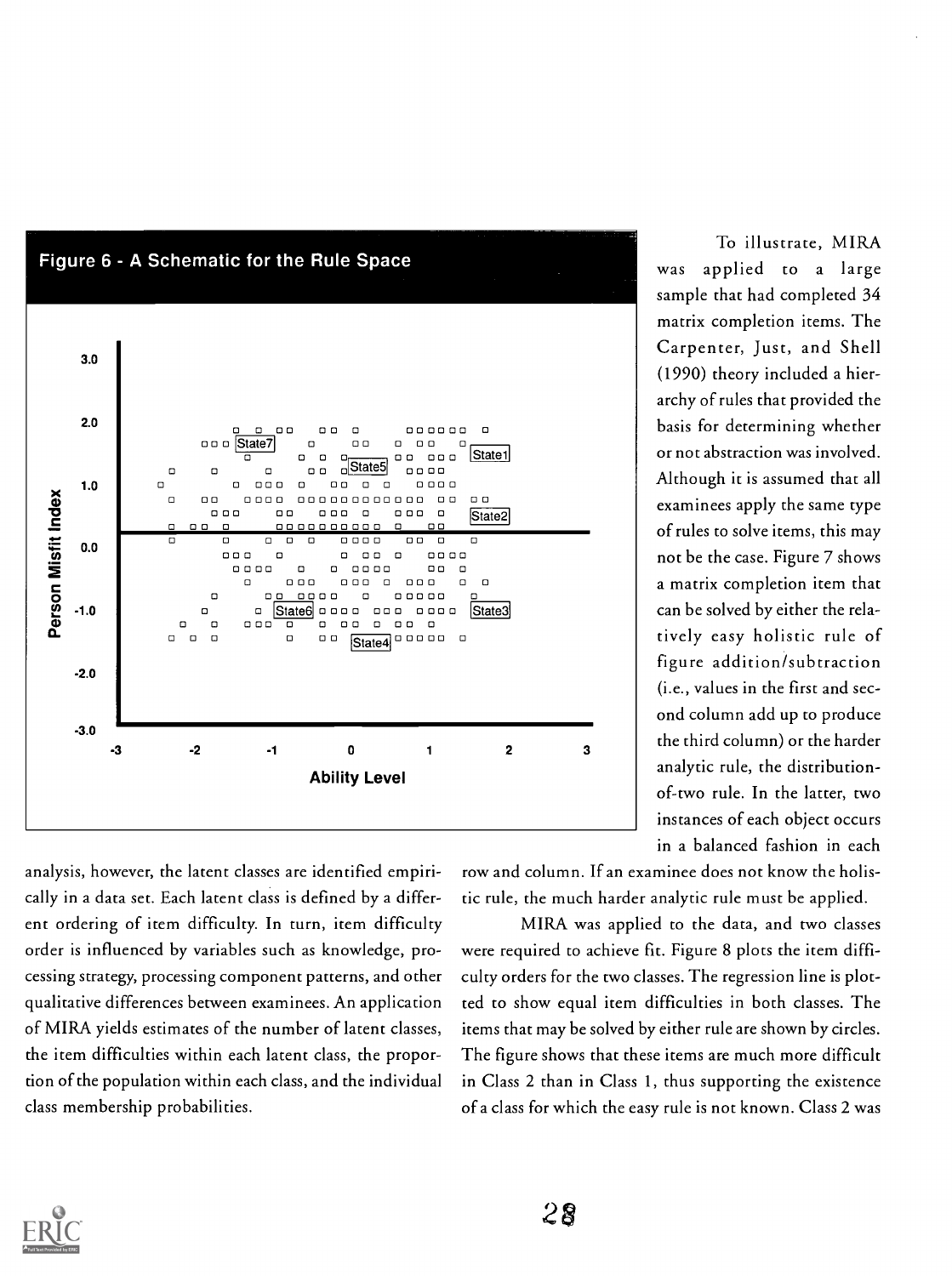**Figure 6 - A Schematic for the Rule Space**

To illustrate, MIRA was applied to a large sample that had completed 34 matrix completion items. The Carpenter, Just, and Shell (1990) theory included a hierarchy of rules that provided the basis for determining whether or not abstraction was involved. Although it is assumed that all examinees apply the same type of rules to solve items, this may not be the case. Figure 7 shows a matrix completion item that can be solved by either the relatively easy holistic rule of figure addition/subtraction (i.e., values in the first and second column add up to produce the third column) or the harder analytic rule, the distribution-of-two rule. In the latter, two instances of each object occurs in a balanced fashion in each row and column. If an examinee does not know the holistic rule, the much harder analytic rule must be applied.

analysis, however, the latent classes are identified empirically in a data set. Each latent class is defined by a different ordering of item difficulty. In turn, item difficulty order is influenced by variables such as knowledge, processing strategy, processing component patterns, and other qualitative differences between examinees. An application of MIRA yields estimates of the number of latent classes, the item difficulties within each latent class, the proportion of the population within each class, and the individual class membership probabilities.

MIRA was applied to the data, and two classes were required to achieve fit. Figure 8 plots the item difficulty orders for the two classes. The regression line is plotted to show equal item difficulties in both classes. The items that may be solved by either rule are shown by circles. The figure shows that these items are much more difficult in Class 2 than in Class 1, thus supporting the existence of a class for which the easy rule is not known. Class 2 was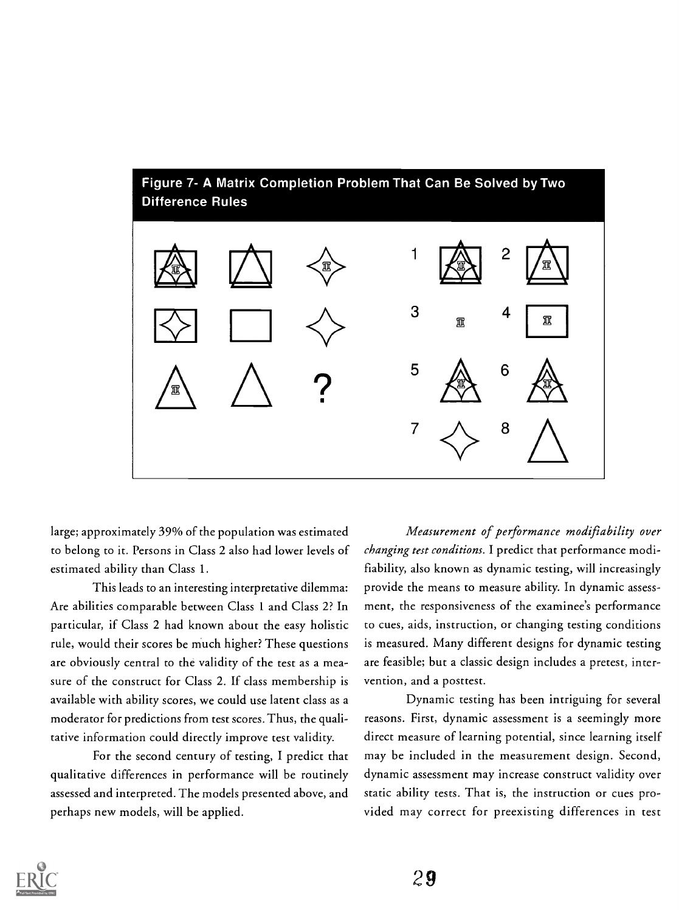**Figure 7- A Matrix Completion Problem That Can Be Solved by Two Difference Rules**

large; approximately 39% of the population was estimated to belong to it. Persons in Class 2 also had lower levels of estimated ability than Class 1.

This leads to an interesting interpretative dilemma: Are abilities comparable between Class 1 and Class 2? In particular, if Class 2 had known about the easy holistic rule, would their scores be much higher? These questions are obviously central to the validity of the test as a measure of the construct for Class 2. If class membership is available with ability scores, we could use latent class as a moderator for predictions from test scores. Thus, the qualitative information could directly improve test validity.

For the second century of testing, I predict that qualitative differences in performance will be routinely assessed and interpreted. The models presented above, and perhaps new models, will be applied.

*Measurement of performance modifiability over changing test conditions.* I predict that performance modifiability, also known as dynamic testing, will increasingly provide the means to measure ability. In dynamic assessment, the responsiveness of the examinee's performance to cues, aids, instruction, or changing testing conditions is measured. Many different designs for dynamic testing are feasible; but a classic design includes a pretest, intervention, and a posttest.

Dynamic testing has been intriguing for several reasons. First, dynamic assessment is a seemingly more direct measure of learning potential, since learning itself may be included in the measurement design. Second, dynamic assessment may increase construct validity over static ability tests. That is, the instruction or cues provided may correct for preexisting differences in test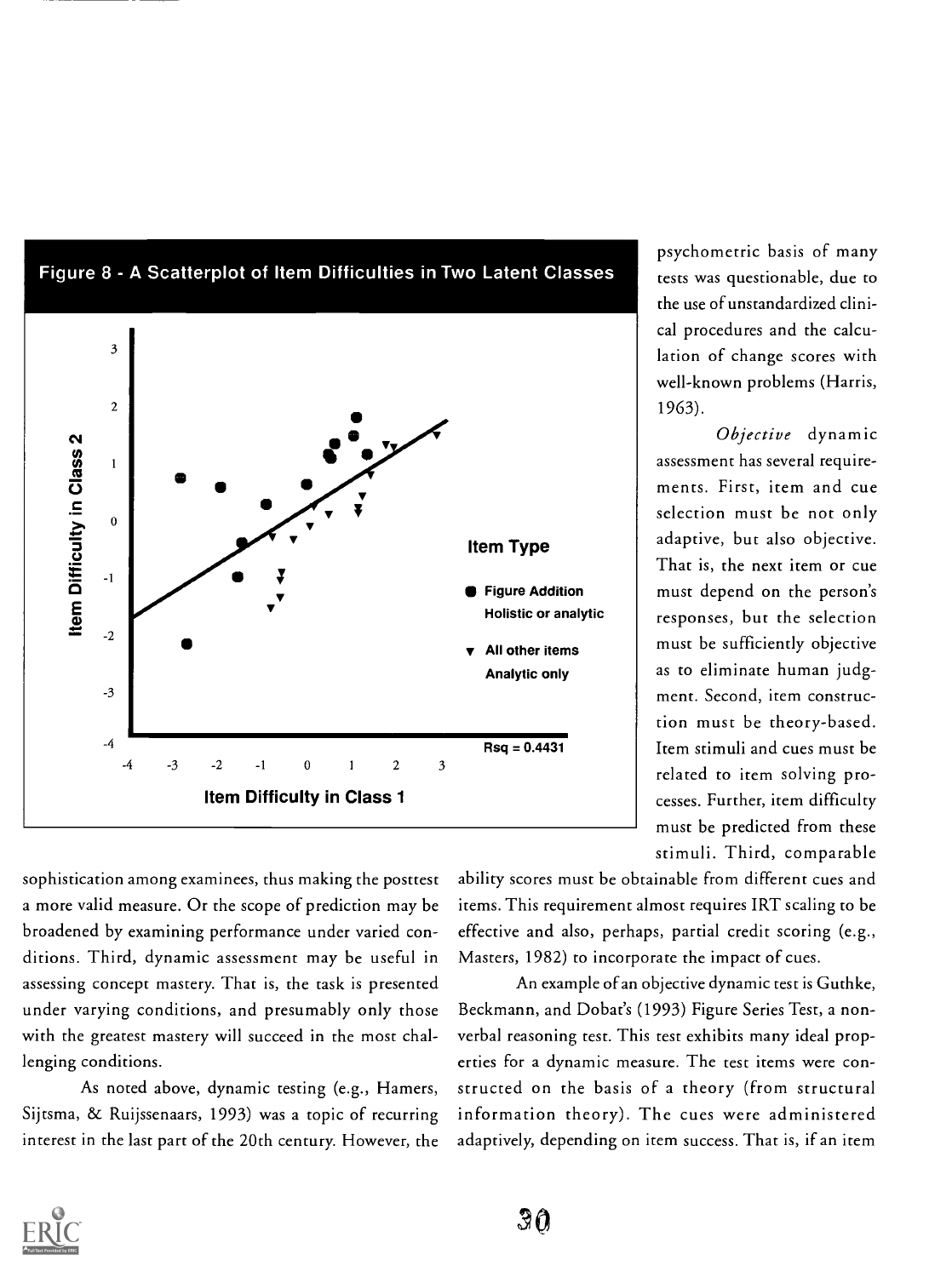Figure 8 - A Scatterplot of Item Difficulties in Two Latent Classes

psychometric basis of many tests was questionable, due to the use of unstandardized clinical procedures and the calculation of change scores with well-known problems (Harris, 1963).

*Objective* dynamic assessment has several requirements. First, item and cue selection must be not only adaptive, but also objective. That is, the next item or cue must depend on the person's responses, but the selection must be sufficiently objective as to eliminate human judgment. Second, item construction must be theory-based. Item stimuli and cues must be related to item solving processes. Further, item difficulty must be predicted from these stimuli. Third, comparable ability scores must be obtainable from different cues and items. This requirement almost requires IRT scaling to be effective and also, perhaps, partial credit scoring (e.g., Masters, 1982) to incorporate the impact of cues.

An example of an objective dynamic test is Guthke, Beckmann, and Dobat's (1993) Figure Series Test, a nonverbal reasoning test. This test exhibits many ideal properties for a dynamic measure. The test items were constructed on the basis of a theory (from structural information theory). The cues were administered adaptively, depending on item success. That is, if an item

sophistication among examinees, thus making the posttest a more valid measure. Or the scope of prediction may be broadened by examining performance under varied conditions. Third, dynamic assessment may be useful in assessing concept mastery. That is, the task is presented under varying conditions, and presumably only those with the greatest mastery will succeed in the most challenging conditions.

As noted above, dynamic testing (e.g., Hamers, Sijtsma, & Ruijssenaars, 1993) was a topic of recurring interest in the last part of the 20th century. However, the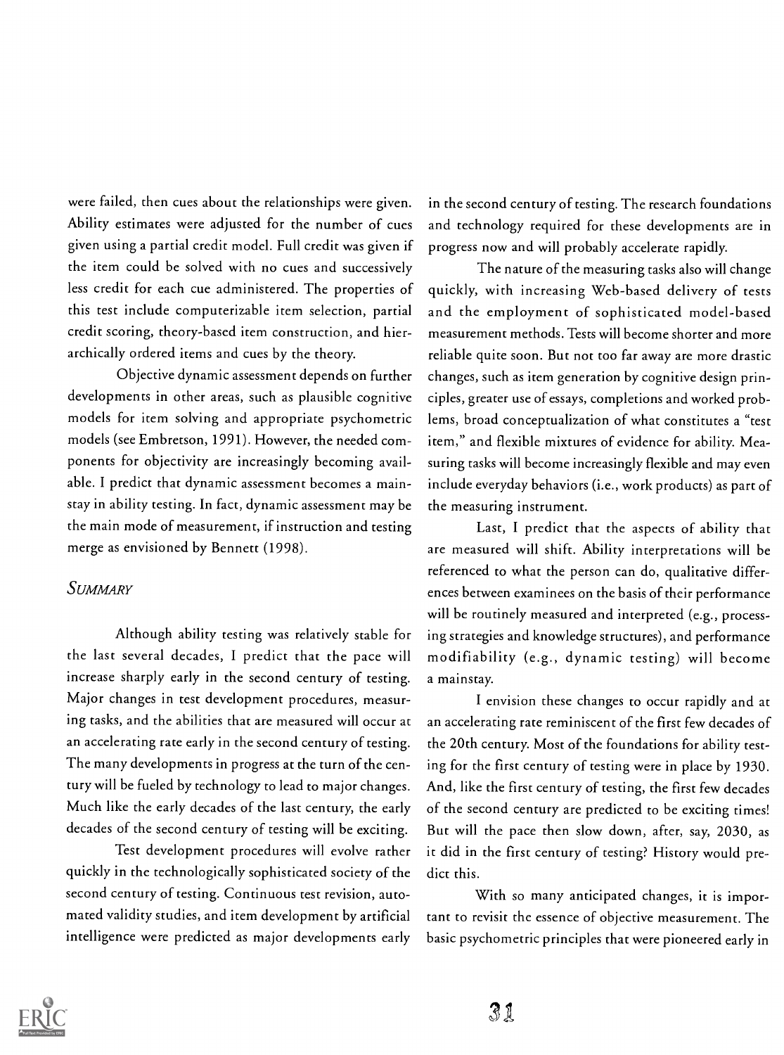were failed, then cues about the relationships were given. Ability estimates were adjusted for the number of cues given using a partial credit model. Full credit was given if the item could be solved with no cues and successively less credit for each cue administered. The properties of this test include computerizable item selection, partial credit scoring, theory-based item construction, and hierarchically ordered items and cues by the theory.

Objective dynamic assessment depends on further developments in other areas, such as plausible cognitive models for item solving and appropriate psychometric models (see Embretson, 1991). However, the needed components for objectivity are increasingly becoming available. I predict that dynamic assessment becomes a mainstay in ability testing. In fact, dynamic assessment may be the main mode of measurement, if instruction and testing merge as envisioned by Bennett (1998).

## *Summary*

Although ability testing was relatively stable for the last several decades, I predict that the pace will increase sharply early in the second century of testing. Major changes in test development procedures, measuring tasks, and the abilities that are measured will occur at an accelerating rate early in the second century of testing. The many developments in progress at the turn of the century will be fueled by technology to lead to major changes. Much like the early decades of the last century, the early decades of the second century of testing will be exciting.

Test development procedures will evolve rather quickly in the technologically sophisticated society of the second century of testing. Continuous test revision, automated validity studies, and item development by artificial intelligence were predicted as major developments early in the second century of testing. The research foundations and technology required for these developments are in progress now and will probably accelerate rapidly.

The nature of the measuring tasks also will change quickly, with increasing Web-based delivery of tests and the employment of sophisticated model-based measurement methods. Tests will become shorter and more reliable quite soon. But not too far away are more drastic changes, such as item generation by cognitive design principles, greater use of essays, completions and worked problems, broad conceptualization of what constitutes a "test item," and flexible mixtures of evidence for ability. Measuring tasks will become increasingly flexible and may even include everyday behaviors (i.e., work products) as part of the measuring instrument.

Last, I predict that the aspects of ability that are measured will shift. Ability interpretations will be referenced to what the person can do, qualitative differences between examinees on the basis of their performance will be routinely measured and interpreted (e.g., processing strategies and knowledge structures), and performance modifiability (e.g., dynamic testing) will become a mainstay.

I envision these changes to occur rapidly and at an accelerating rate reminiscent of the first few decades of the 20th century. Most of the foundations for ability testing for the first century of testing were in place by 1930. And, like the first century of testing, the first few decades of the second century are predicted to be exciting times! But will the pace then slow down, after, say, 2030, as it did in the first century of testing? History would predict this.

With so many anticipated changes, it is important to revisit the essence of objective measurement. The basic psychometric principles that were pioneered early in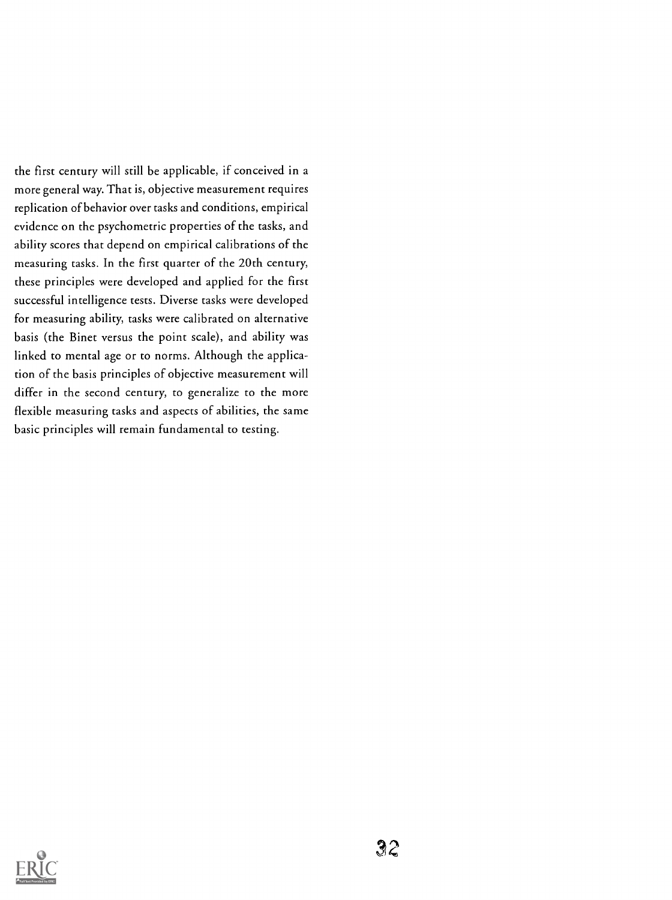the first century will still be applicable, if conceived in a more general way. That is, objective measurement requires replication of behavior over tasks and conditions, empirical evidence on the psychometric properties of the tasks, and ability scores that depend on empirical calibrations of the measuring tasks. In the first quarter of the 20th century, these principles were developed and applied for the first successful intelligence tests. Diverse tasks were developed for measuring ability, tasks were calibrated on alternative basis (the Binet versus the point scale), and ability was linked to mental age or to norms. Although the application of the basis principles of objective measurement will differ in the second century, to generalize to the more flexible measuring tasks and aspects of abilities, the same basic principles will remain fundamental to testing.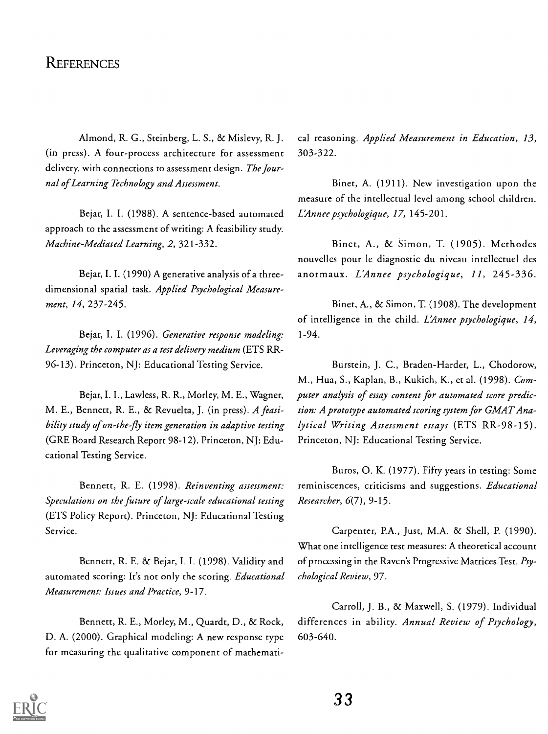## References

Almond, R. G., Steinberg, L. S., & Mislevy, R. J. (in press). A four-process architecture for assessment delivery, with connections to assessment design. *The Journal of Learning Technology and Assessment.*

Bejar, I. I. (1988). A sentence-based automated approach to the assessment of writing: A feasibility study. *Machine-Mediated Learning, 2*, 321-332.

Bejar, I. I. (1990) A generative analysis of a three-dimensional spatial task. *Applied Psychological Measurement, 14*, 237-245.

Bejar, I. I. (1996). *Generative response modeling: Leveraging the computer as a test delivery medium* (ETS RR-96-13). Princeton, NJ: Educational Testing Service.

Bejar, I. I., Lawless, R. R., Morley, M. E., Wagner, M. E., Bennett, R. E., & Revuelta, J. (in press). *A feasibility study of on-the-fly item generation in adaptive testing* (GRE Board Research Report 98-12). Princeton, NJ: Educational Testing Service.

Bennett, R. E. (1998). *Reinventing assessment: Speculations on the future of large-scale educational testing* (ETS Policy Report). Princeton, NJ: Educational Testing Service.

Bennett, R. E. & Bejar, I. I. (1998). Validity and automated scoring: It's not only the scoring. *Educational Measurement: Issues and Practice*, 9-17.

Bennett, R. E., Morley, M., Quardt, D., & Rock, D. A. (2000). Graphical modeling: A new response type for measuring the qualitative component of mathematical reasoning. *Applied Measurement in Education, 13*, 303-322.

Binet, A. (1911). New investigation upon the measure of the intellectual level among school children. *L'Annee psychologique, 17*, 145-201.

Binet, A., & Simon, T. (1905). Methodes nouvelles pour le diagnostic du niveau intellectuel des anormaux. *L'Annee psychologique, 11*, 245-336.

Binet, A., & Simon, T. (1908). The development of intelligence in the child. *L'Annee psychologique, 14*, 1-94.

Burstein, J. C., Braden-Harder, L., Chodorow, M., Hua, S., Kaplan, B., Kukich, K., et al. (1998). *Computer analysis of essay content for automated score prediction: A prototype automated scoring system for GMAT Analytical Writing Assessment essays* (ETS RR-98-15). Princeton, NJ: Educational Testing Service.

Buros, O. K. (1977). Fifty years in testing: Some reminiscences, criticisms and suggestions. *Educational Researcher, 6*(7), 9-15.

Carpenter, P.A., Just, M.A. & Shell, P. (1990). What one intelligence test measures: A theoretical account of processing in the Raven's Progressive Matrices Test. *Psychological Review*, 97.

Carroll, J. B., & Maxwell, S. (1979). Individual differences in ability. *Annual Review of Psychology*, 603-640.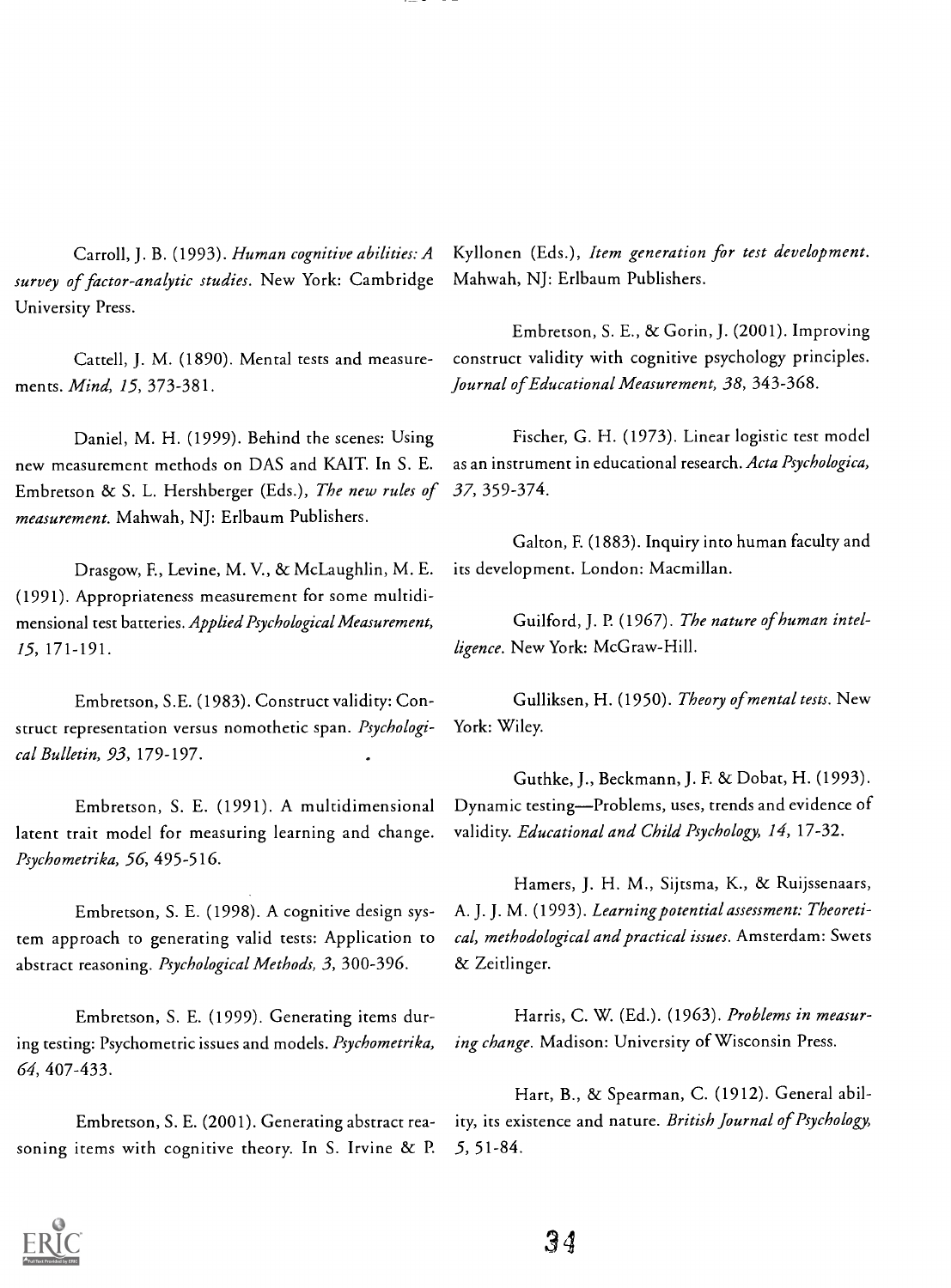Carroll, J. B. (1993). *Human cognitive abilities: A survey of factor-analytic studies*. New York: Cambridge University Press.

Cattell, J. M. (1890). Mental tests and measurements. *Mind, 15*, 373-381.

Daniel, M. H. (1999). Behind the scenes: Using new measurement methods on DAS and KAIT. In S. E. Embretson & S. L. Hershberger (Eds.), *The new rules of measurement*. Mahwah, NJ: Erlbaum Publishers.

Drasgow, F., Levine, M. V., & McLaughlin, M. E. (1991). Appropriateness measurement for some multidimensional test batteries. *Applied Psychological Measurement, 15*, 171-191.

Embretson, S.E. (1983). Construct validity: Construct representation versus nomothetic span. *Psychological Bulletin, 93*, 179-197.

Embretson, S. E. (1991). A multidimensional latent trait model for measuring learning and change. *Psychometrika, 56*, 495-516.

Embretson, S. E. (1998). A cognitive design system approach to generating valid tests: Application to abstract reasoning. *Psychological Methods, 3*, 300-396.

Embretson, S. E. (1999). Generating items during testing: Psychometric issues and models. *Psychometrika, 64*, 407-433.

Embretson, S. E. (2001). Generating abstract reasoning items with cognitive theory. In S. Irvine & P. Kyllonen (Eds.), *Item generation for test development*. Mahwah, NJ: Erlbaum Publishers.

Embretson, S. E., & Gorin, J. (2001). Improving construct validity with cognitive psychology principles. *Journal of Educational Measurement, 38*, 343-368.

Fischer, G. H. (1973). Linear logistic test model as an instrument in educational research. *Acta Psychologica, 37*, 359-374.

Galton, F. (1883). Inquiry into human faculty and its development. London: Macmillan.

Guilford, J. P. (1967). *The nature of human intelligence*. New York: McGraw-Hill.

Gulliksen, H. (1950). *Theory of mental tests*. New York: Wiley.

Guthke, J., Beckmann, J. F. & Dobat, H. (1993). Dynamic testing—Problems, uses, trends and evidence of validity. *Educational and Child Psychology, 14*, 17-32.

Hamers, J. H. M., Sijtsma, K., & Ruijssenaars, A. J. J. M. (1993). *Learning potential assessment: Theoretical, methodological and practical issues*. Amsterdam: Swets & Zeitlinger.

Harris, C. W. (Ed.). (1963). *Problems in measuring change*. Madison: University of Wisconsin Press.

Hart, B., & Spearman, C. (1912). General ability, its existence and nature. *British Journal of Psychology, 5*, 51-84.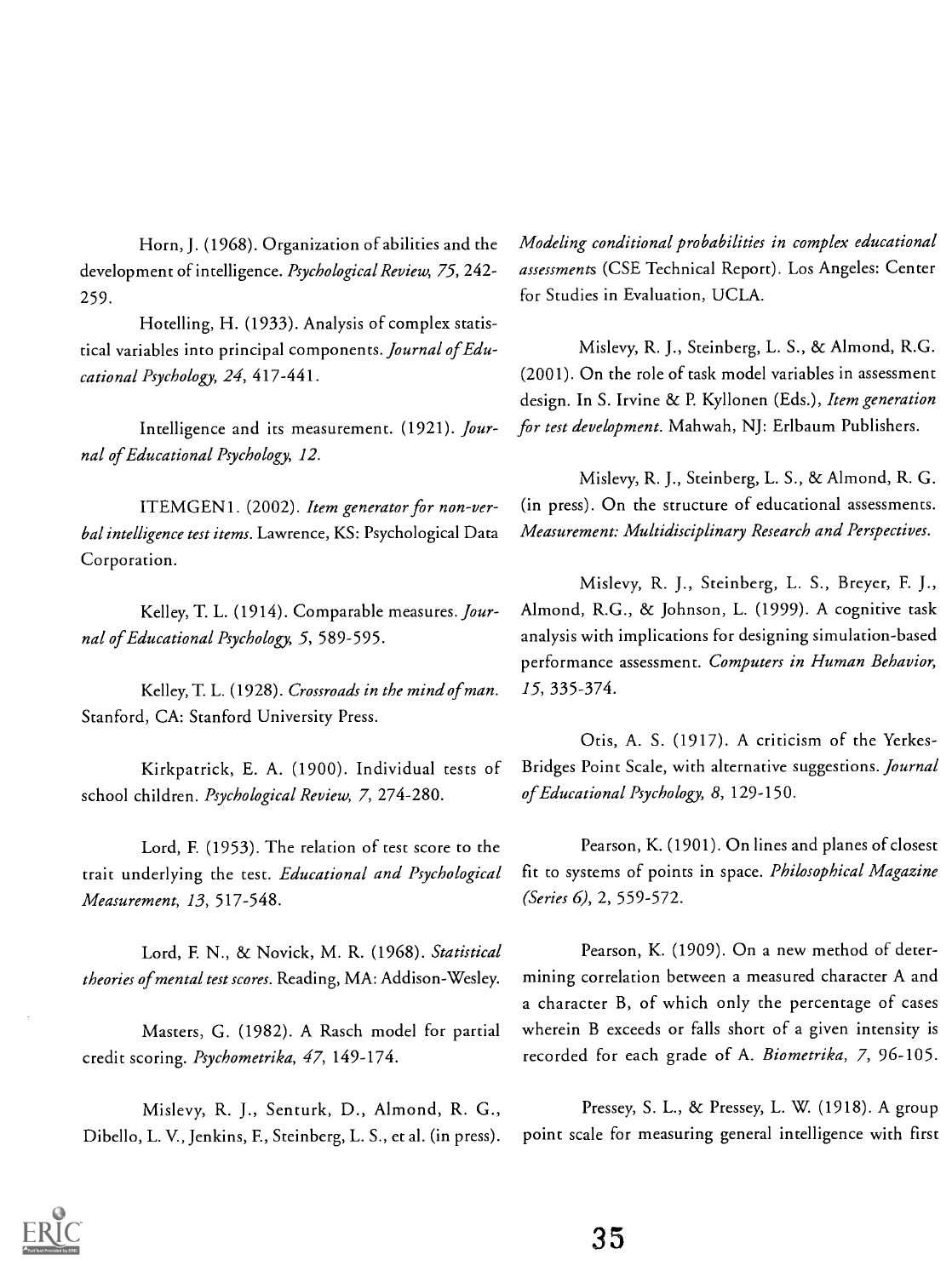Horn, J. (1968). Organization of abilities and the development of intelligence. *Psychological Review, 75*, 242-259.

Hotelling, H. (1933). Analysis of complex statistical variables into principal components. *Journal of Educational Psychology, 24*, 417-441.

Intelligence and its measurement. (1921). *Journal of Educational Psychology, 12*.

ITEMGEN1. (2002). *Item generator for non-verbal intelligence test items*. Lawrence, KS: Psychological Data Corporation.

Kelley, T. L. (1914). Comparable measures. *Journal of Educational Psychology, 5*, 589-595.

Kelley, T. L. (1928). *Crossroads in the mind of man*. Stanford, CA: Stanford University Press.

Kirkpatrick, E. A. (1900). Individual tests of school children. *Psychological Review, 7*, 274-280.

Lord, F. (1953). The relation of test score to the trait underlying the test. *Educational and Psychological Measurement, 13*, 517-548.

Lord, F. N., & Novick, M. R. (1968). *Statistical theories of mental test scores*. Reading, MA: Addison-Wesley.

Masters, G. (1982). A Rasch model for partial credit scoring. *Psychometrika, 47*, 149-174.

Mislevy, R. J., Senturk, D., Almond, R. G., Dibello, L. V., Jenkins, F., Steinberg, L. S., et al. (in press). *Modeling conditional probabilities in complex educational assessments* (CSE Technical Report). Los Angeles: Center for Studies in Evaluation, UCLA.

Mislevy, R. J., Steinberg, L. S., & Almond, R.G. (2001). On the role of task model variables in assessment design. In S. Irvine & P. Kyllonen (Eds.), *Item generation for test development*. Mahwah, NJ: Erlbaum Publishers.

Mislevy, R. J., Steinberg, L. S., & Almond, R. G. (in press). On the structure of educational assessments. *Measurement: Multidisciplinary Research and Perspectives*.

Mislevy, R. J., Steinberg, L. S., Breyer, F. J., Almond, R.G., & Johnson, L. (1999). A cognitive task analysis with implications for designing simulation-based performance assessment. *Computers in Human Behavior, 15*, 335-374.

Otis, A. S. (1917). A criticism of the Yerkes-Bridges Point Scale, with alternative suggestions. *Journal of Educational Psychology, 8*, 129-150.

Pearson, K. (1901). On lines and planes of closest fit to systems of points in space. *Philosophical Magazine (Series 6), 2*, 559-572.

Pearson, K. (1909). On a new method of determining correlation between a measured character A and a character B, of which only the percentage of cases wherein B exceeds or falls short of a given intensity is recorded for each grade of A. *Biometrika, 7*, 96-105.

Pressey, S. L., & Pressey, L. W. (1918). A group point scale for measuring general intelligence with first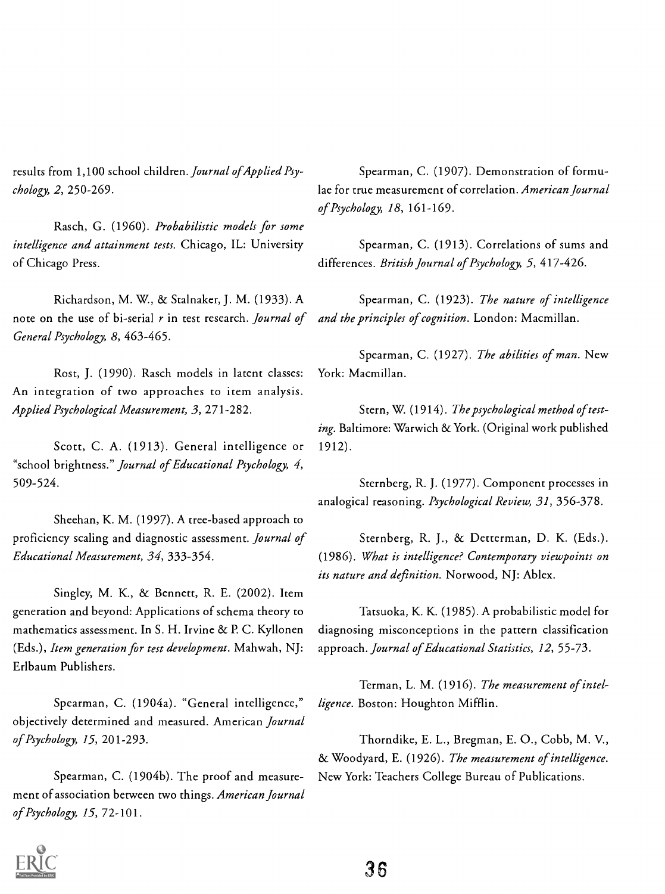results from 1,100 school children. *Journal of Applied Psychology, 2*, 250-269.

Rasch, G. (1960). *Probabilistic models for some intelligence and attainment tests*. Chicago, IL: University of Chicago Press.

Richardson, M. W., & Stalnaker, J. M. (1933). A note on the use of bi-serial *r* in test research. *Journal of General Psychology, 8*, 463-465.

Rost, J. (1990). Rasch models in latent classes: An integration of two approaches to item analysis. *Applied Psychological Measurement, 3*, 271-282.

Scott, C. A. (1913). General intelligence or "school brightness." *Journal of Educational Psychology, 4*, 509-524.

Sheehan, K. M. (1997). A tree-based approach to proficiency scaling and diagnostic assessment. *Journal of Educational Measurement, 34*, 333-354.

Singley, M. K., & Bennett, R. E. (2002). Item generation and beyond: Applications of schema theory to mathematics assessment. In S. H. Irvine & P. C. Kyllonen (Eds.), *Item generation for test development*. Mahwah, NJ: Erlbaum Publishers.

Spearman, C. (1904a). "General intelligence," objectively determined and measured. American *Journal of Psychology, 15*, 201-293.

Spearman, C. (1904b). The proof and measurement of association between two things. *American Journal of Psychology, 15*, 72-101.

Spearman, C. (1907). Demonstration of formulae for true measurement of correlation. *American Journal of Psychology, 18*, 161-169.

Spearman, C. (1913). Correlations of sums and differences. *British Journal of Psychology, 5*, 417-426.

Spearman, C. (1923). *The nature of intelligence and the principles of cognition*. London: Macmillan.

Spearman, C. (1927). *The abilities of man*. New York: Macmillan.

Stern, W. (1914). *The psychological method of testing*. Baltimore: Warwich & York. (Original work published 1912).

Sternberg, R. J. (1977). Component processes in analogical reasoning. *Psychological Review, 31*, 356-378.

Sternberg, R. J., & Detterman, D. K. (Eds.). (1986). *What is intelligence? Contemporary viewpoints on its nature and definition*. Norwood, NJ: Ablex.

Tatsuoka, K. K. (1985). A probabilistic model for diagnosing misconceptions in the pattern classification approach. *Journal of Educational Statistics, 12*, 55-73.

Terman, L. M. (1916). *The measurement of intelligence*. Boston: Houghton Mifflin.

Thorndike, E. L., Bregman, E. O., Cobb, M. V., & Woodyard, E. (1926). *The measurement of intelligence*. New York: Teachers College Bureau of Publications.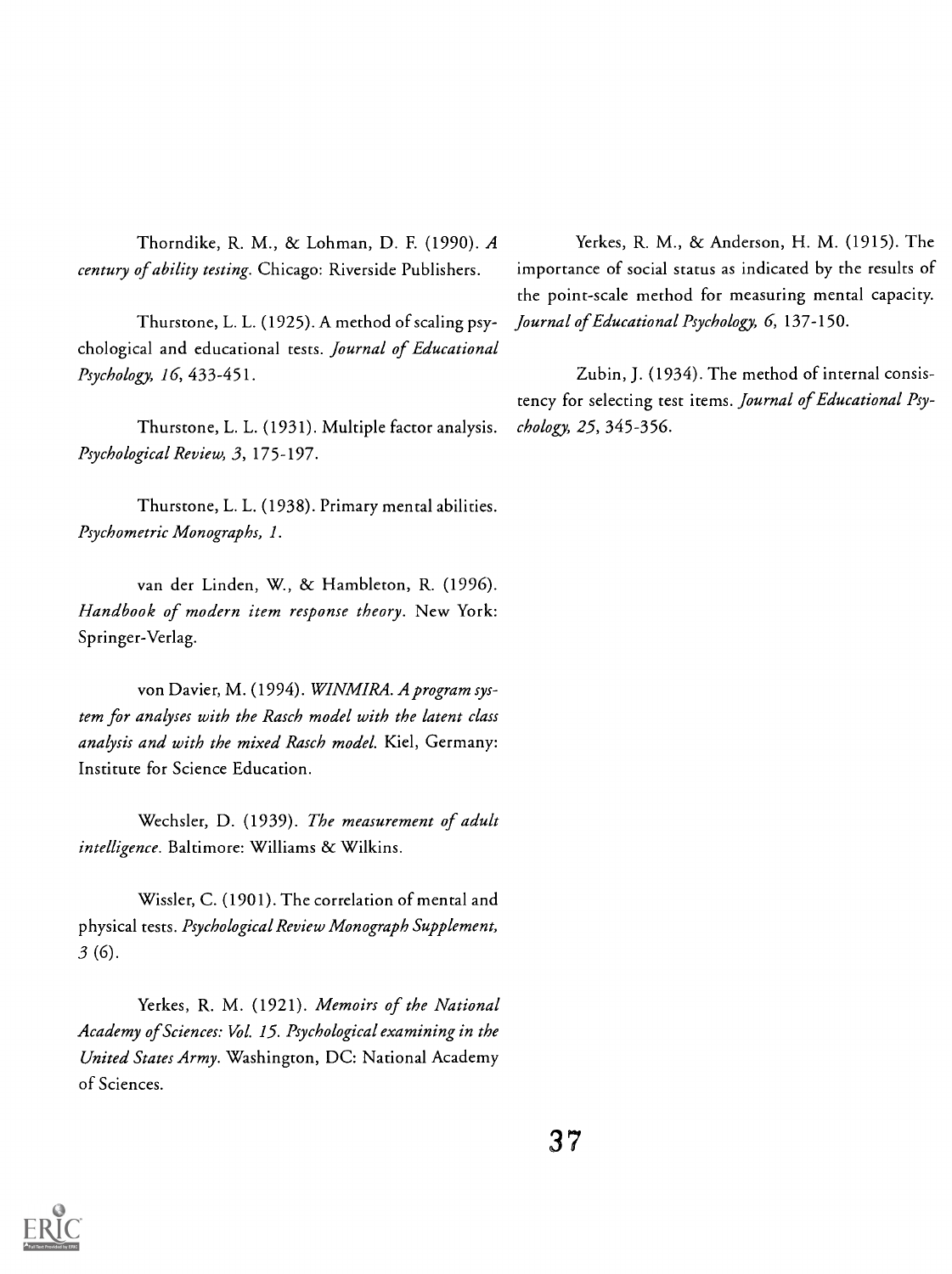Thorndike, R. M., & Lohman, D. F. (1990). *A century of ability testing*. Chicago: Riverside Publishers.

Thurstone, L. L. (1925). A method of scaling psychological and educational tests. *Journal of Educational Psychology, 16*, 433-451.

Thurstone, L. L. (1931). Multiple factor analysis. *Psychological Review, 3*, 175-197.

Thurstone, L. L. (1938). Primary mental abilities. *Psychometric Monographs, 1*.

van der Linden, W., & Hambleton, R. (1996). *Handbook of modern item response theory*. New York: Springer-Verlag.

von Davier, M. (1994). *WINMIRA. A program system for analyses with the Rasch model with the latent class analysis and with the mixed Rasch model.* Kiel, Germany: Institute for Science Education.

Wechsler, D. (1939). *The measurement of adult intelligence*. Baltimore: Williams & Wilkins.

Wissler, C. (1901). The correlation of mental and physical tests. *Psychological Review Monograph Supplement, 3* (6).

Yerkes, R. M. (1921). *Memoirs of the National Academy of Sciences: Vol. 15. Psychological examining in the United States Army.* Washington, DC: National Academy of Sciences.

Yerkes, R. M., & Anderson, H. M. (1915). The importance of social status as indicated by the results of the point-scale method for measuring mental capacity. *Journal of Educational Psychology, 6*, 137-150.

Zubin, J. (1934). The method of internal consistency for selecting test items. *Journal of Educational Psychology, 25*, 345-356.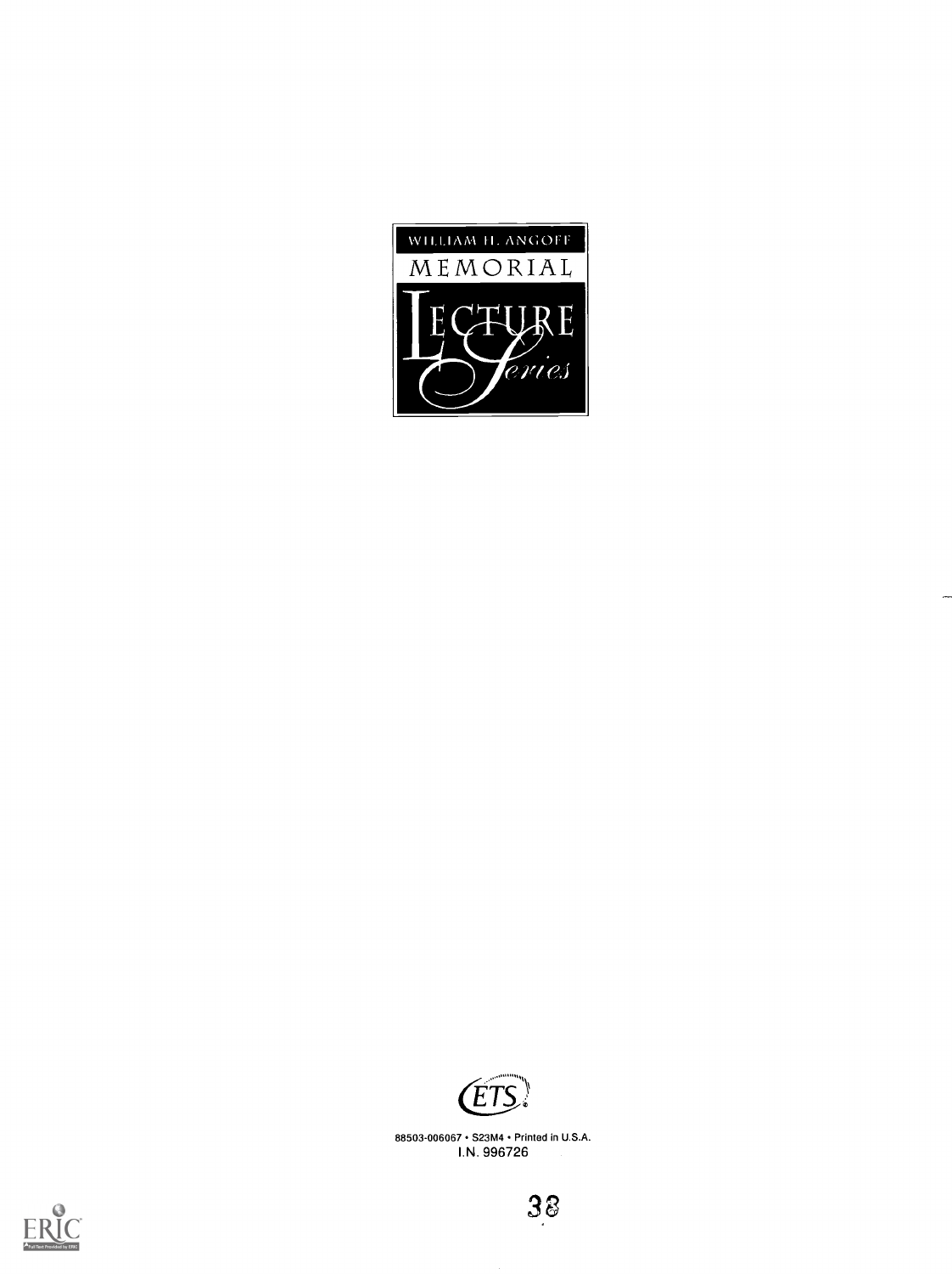WILLIAM H. ANGOFF

MEMORIAL

LECTURE

Series

ETS

88503-006067 • S23M4 • Printed in U.S.A.

I.N. 996726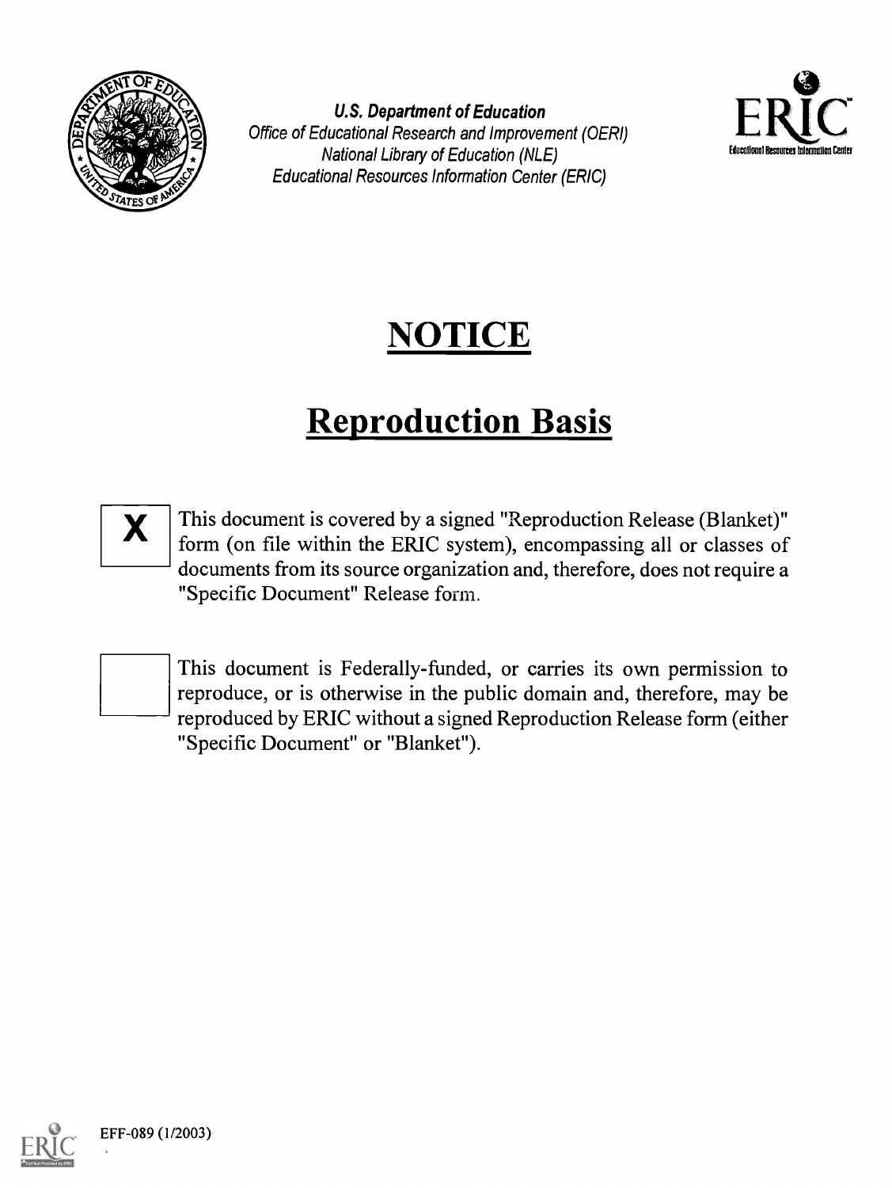**U.S. Department of Education**
*Office of Educational Research and Improvement (OERI)*
*National Library of Education (NLE)*
*Educational Resources Information Center (ERIC)*

ERIC
Educational Resources Information Center

# NOTICE

# Reproduction Basis

- [X] This document is covered by a signed "Reproduction Release (Blanket)" form (on file within the ERIC system), encompassing all or classes of documents from its source organization and, therefore, does not require a "Specific Document" Release form.

- [ ] This document is Federally-funded, or carries its own permission to reproduce, or is otherwise in the public domain and, therefore, may be reproduced by ERIC without a signed Reproduction Release form (either "Specific Document" or "Blanket").

EFF-089 (1/2003)